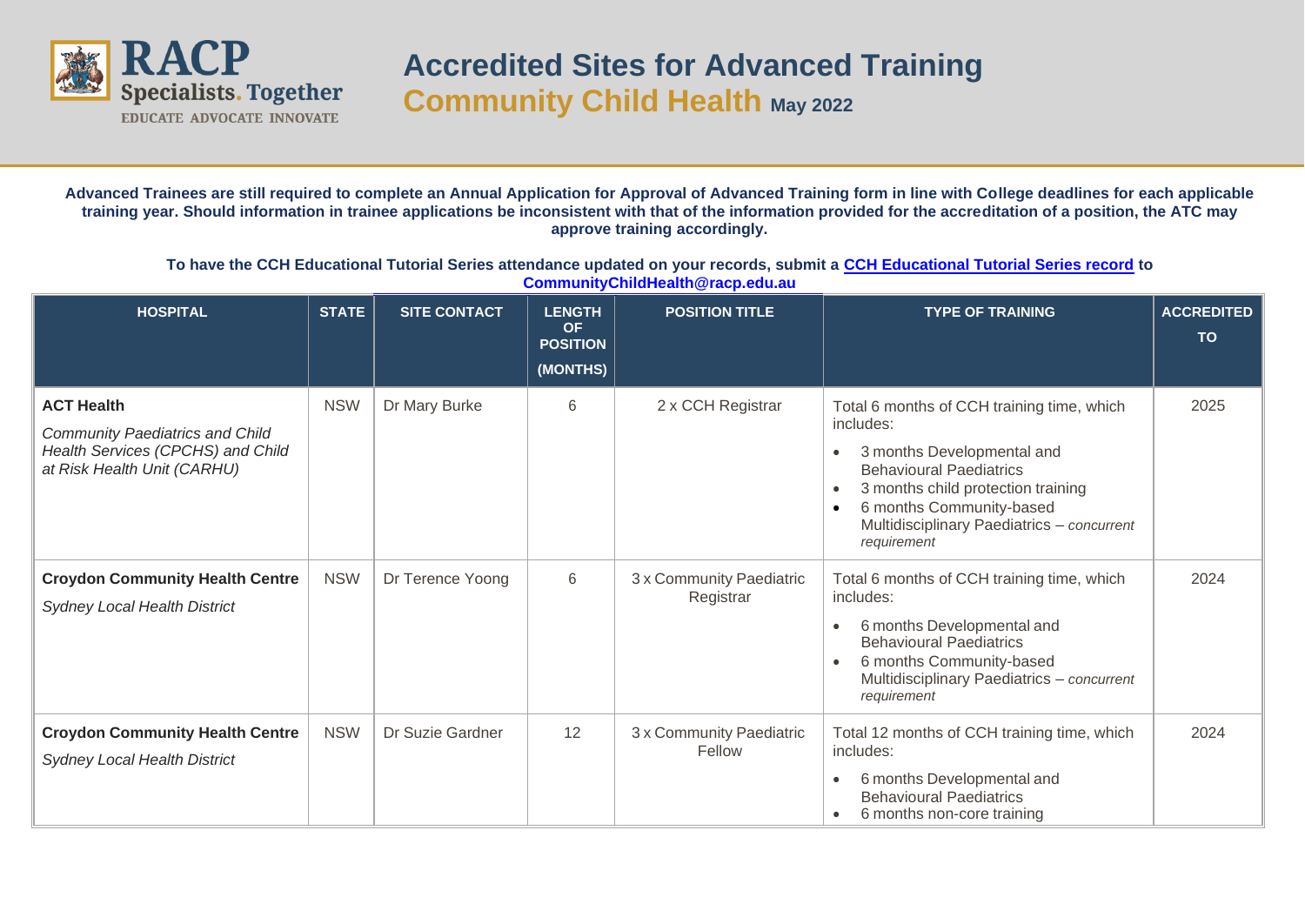# Accredited Sites for Advanced Training

## Community Child Health May 2022

**Advanced Trainees are still required to complete an Annual Application for Approval of Advanced Training form in line with College deadlines for each applicable training year. Should information in trainee applications be inconsistent with that of the information provided for the accreditation of a position, the ATC may approve training accordingly.**

**To have the CCH Educational Tutorial Series attendance updated on your records, submit a CCH Educational Tutorial Series record to CommunityChildHealth@racp.edu.au**

| HOSPITAL | STATE | SITE CONTACT | LENGTH OF POSITION (MONTHS) | POSITION TITLE | TYPE OF TRAINING | ACCREDITED TO |
|---|---|---|---|---|---|---|
| **ACT Health** *Community Paediatrics and Child Health Services (CPCHS) and Child at Risk Health Unit (CARHU)* | NSW | Dr Mary Burke | 6 | 2 x CCH Registrar | Total 6 months of CCH training time, which includes: • 3 months Developmental and Behavioural Paediatrics • 3 months child protection training • 6 months Community-based Multidisciplinary Paediatrics – *concurrent requirement* | 2025 |
| **Croydon Community Health Centre** *Sydney Local Health District* | NSW | Dr Terence Yoong | 6 | 3 x Community Paediatric Registrar | Total 6 months of CCH training time, which includes: • 6 months Developmental and Behavioural Paediatrics • 6 months Community-based Multidisciplinary Paediatrics – *concurrent requirement* | 2024 |
| **Croydon Community Health Centre** *Sydney Local Health District* | NSW | Dr Suzie Gardner | 12 | 3 x Community Paediatric Fellow | Total 12 months of CCH training time, which includes: • 6 months Developmental and Behavioural Paediatrics • 6 months non-core training | 2024 |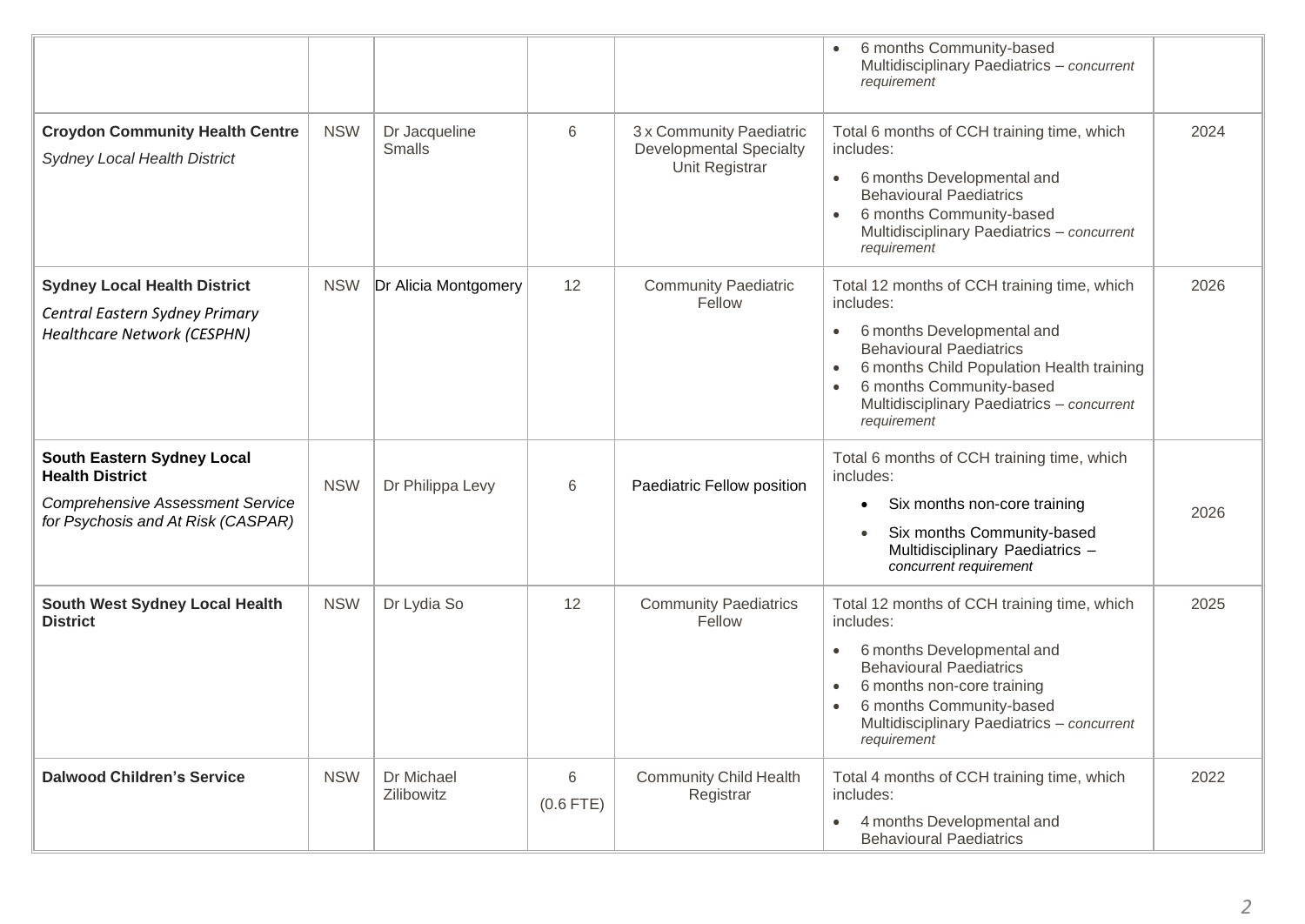| | | | | | | |
|---|---|---|---|---|---|---|
| | | | | | • 6 months Community-based Multidisciplinary Paediatrics – *concurrent requirement* | |
| **Croydon Community Health Centre**<br>*Sydney Local Health District* | NSW | Dr Jacqueline Smalls | 6 | 3 x Community Paediatric Developmental Specialty Unit Registrar | Total 6 months of CCH training time, which includes:<br>• 6 months Developmental and Behavioural Paediatrics<br>• 6 months Community-based Multidisciplinary Paediatrics – *concurrent requirement* | 2024 |
| **Sydney Local Health District**<br>*Central Eastern Sydney Primary Healthcare Network (CESPHN)* | NSW | Dr Alicia Montgomery | 12 | Community Paediatric Fellow | Total 12 months of CCH training time, which includes:<br>• 6 months Developmental and Behavioural Paediatrics<br>• 6 months Child Population Health training<br>• 6 months Community-based Multidisciplinary Paediatrics – *concurrent requirement* | 2026 |
| **South Eastern Sydney Local Health District**<br>*Comprehensive Assessment Service for Psychosis and At Risk (CASPAR)* | NSW | Dr Philippa Levy | 6 | Paediatric Fellow position | Total 6 months of CCH training time, which includes:<br>• Six months non-core training<br>• Six months Community-based Multidisciplinary Paediatrics – *concurrent requirement* | 2026 |
| **South West Sydney Local Health District** | NSW | Dr Lydia So | 12 | Community Paediatrics Fellow | Total 12 months of CCH training time, which includes:<br>• 6 months Developmental and Behavioural Paediatrics<br>• 6 months non-core training<br>• 6 months Community-based Multidisciplinary Paediatrics – *concurrent requirement* | 2025 |
| **Dalwood Children's Service** | NSW | Dr Michael Zilibowitz | 6<br>(0.6 FTE) | Community Child Health Registrar | Total 4 months of CCH training time, which includes:<br>• 4 months Developmental and Behavioural Paediatrics | 2022 |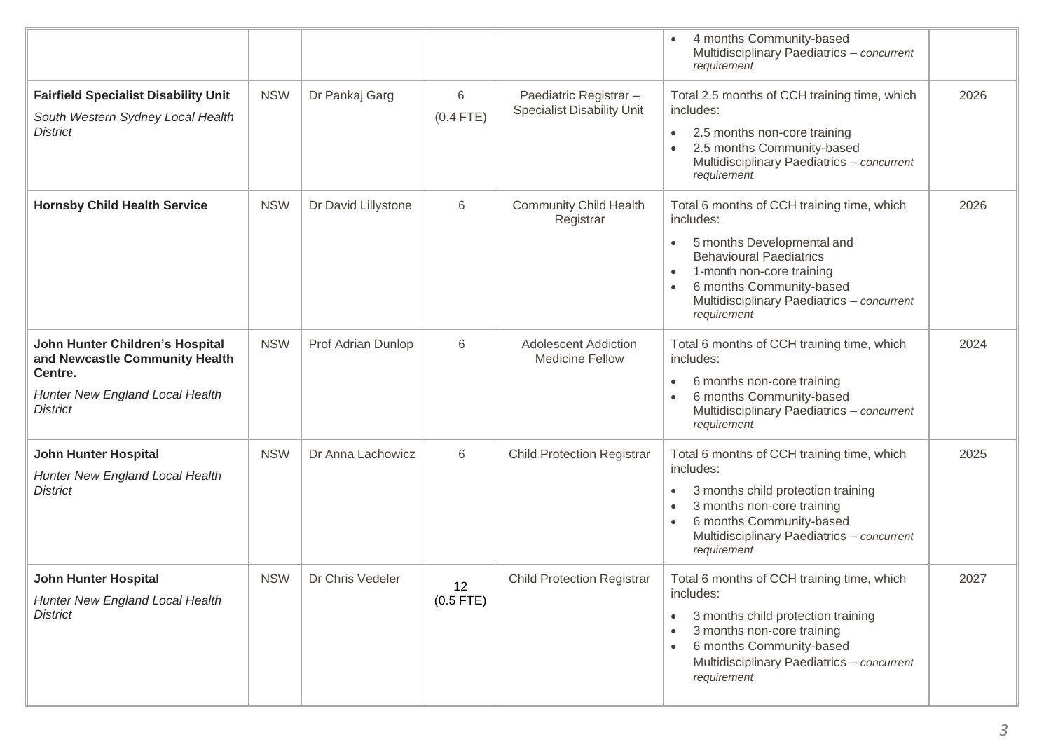| | | | | | | |
|---|---|---|---|---|---|---|
| | | | | | • 4 months Community-based Multidisciplinary Paediatrics – *concurrent requirement* | |
| **Fairfield Specialist Disability Unit**<br>*South Western Sydney Local Health District* | NSW | Dr Pankaj Garg | 6<br>(0.4 FTE) | Paediatric Registrar – Specialist Disability Unit | Total 2.5 months of CCH training time, which includes:<br>• 2.5 months non-core training<br>• 2.5 months Community-based Multidisciplinary Paediatrics – *concurrent requirement* | 2026 |
| **Hornsby Child Health Service** | NSW | Dr David Lillystone | 6 | Community Child Health Registrar | Total 6 months of CCH training time, which includes:<br>• 5 months Developmental and Behavioural Paediatrics<br>• 1-month non-core training<br>• 6 months Community-based Multidisciplinary Paediatrics – *concurrent requirement* | 2026 |
| **John Hunter Children's Hospital and Newcastle Community Health Centre.**<br>*Hunter New England Local Health District* | NSW | Prof Adrian Dunlop | 6 | Adolescent Addiction Medicine Fellow | Total 6 months of CCH training time, which includes:<br>• 6 months non-core training<br>• 6 months Community-based Multidisciplinary Paediatrics – *concurrent requirement* | 2024 |
| **John Hunter Hospital**<br>*Hunter New England Local Health District* | NSW | Dr Anna Lachowicz | 6 | Child Protection Registrar | Total 6 months of CCH training time, which includes:<br>• 3 months child protection training<br>• 3 months non-core training<br>• 6 months Community-based Multidisciplinary Paediatrics – *concurrent requirement* | 2025 |
| **John Hunter Hospital**<br>*Hunter New England Local Health District* | NSW | Dr Chris Vedeler | 12<br>(0.5 FTE) | Child Protection Registrar | Total 6 months of CCH training time, which includes:<br>• 3 months child protection training<br>• 3 months non-core training<br>• 6 months Community-based Multidisciplinary Paediatrics – *concurrent requirement* | 2027 |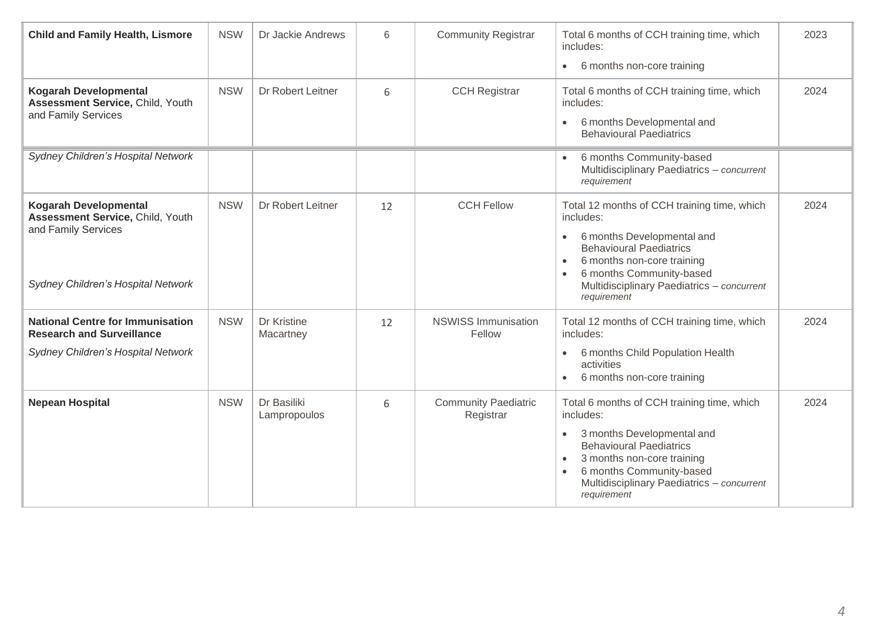| | | | | | | |
|---|---|---|---|---|---|---|
| **Child and Family Health, Lismore** | NSW | Dr Jackie Andrews | 6 | Community Registrar | Total 6 months of CCH training time, which includes:<br>• 6 months non-core training | 2023 |
| **Kogarah Developmental Assessment Service,** Child, Youth and Family Services | NSW | Dr Robert Leitner | 6 | CCH Registrar | Total 6 months of CCH training time, which includes:<br>• 6 months Developmental and Behavioural Paediatrics | 2024 |
| *Sydney Children's Hospital Network* | | | | | • 6 months Community-based Multidisciplinary Paediatrics – *concurrent requirement* | |
| **Kogarah Developmental Assessment Service,** Child, Youth and Family Services<br><br>*Sydney Children's Hospital Network* | NSW | Dr Robert Leitner | 12 | CCH Fellow | Total 12 months of CCH training time, which includes:<br>• 6 months Developmental and Behavioural Paediatrics<br>• 6 months non-core training<br>• 6 months Community-based Multidisciplinary Paediatrics – *concurrent requirement* | 2024 |
| **National Centre for Immunisation Research and Surveillance**<br>*Sydney Children's Hospital Network* | NSW | Dr Kristine Macartney | 12 | NSWISS Immunisation Fellow | Total 12 months of CCH training time, which includes:<br>• 6 months Child Population Health activities<br>• 6 months non-core training | 2024 |
| **Nepean Hospital** | NSW | Dr Basiliki Lampropoulos | 6 | Community Paediatric Registrar | Total 6 months of CCH training time, which includes:<br>• 3 months Developmental and Behavioural Paediatrics<br>• 3 months non-core training<br>• 6 months Community-based Multidisciplinary Paediatrics – *concurrent requirement* | 2024 |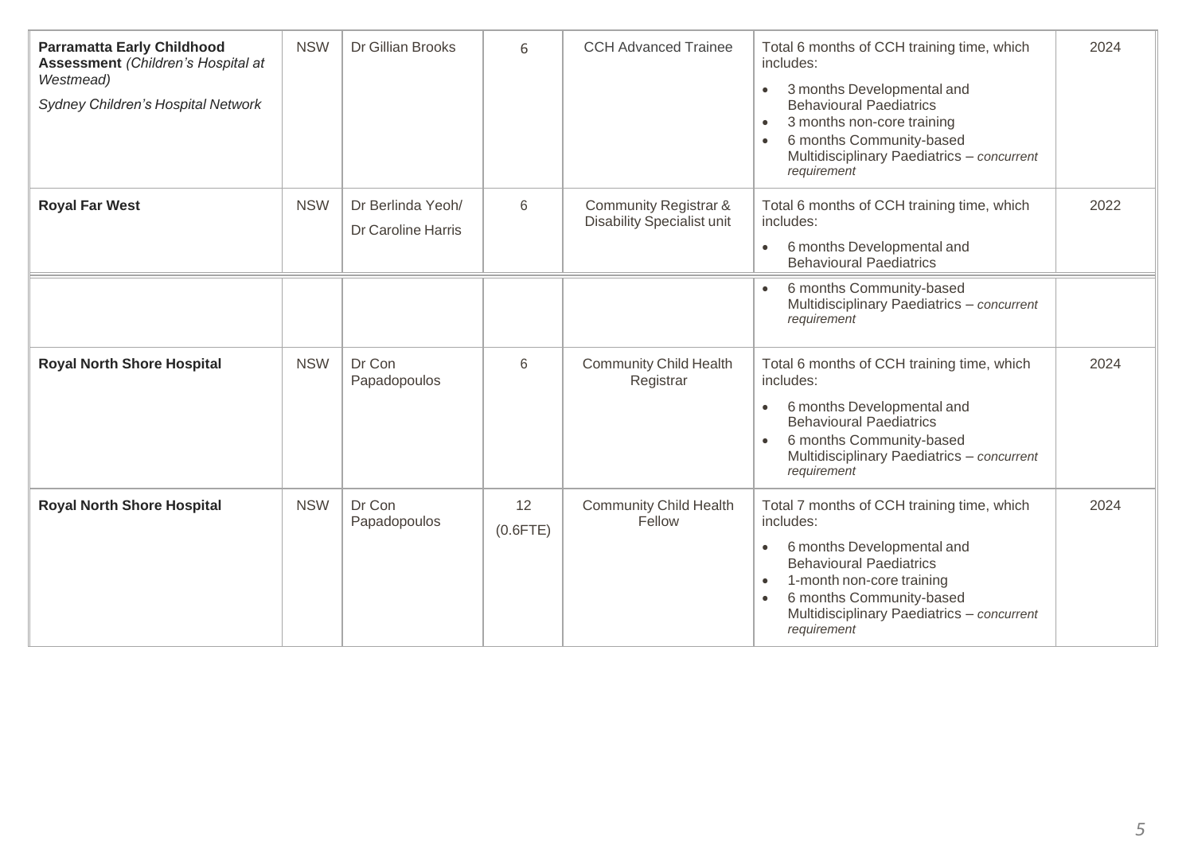| | | | | | | |
|---|---|---|---|---|---|---|
| **Parramatta Early Childhood Assessment** *(Children's Hospital at Westmead)*<br>*Sydney Children's Hospital Network* | NSW | Dr Gillian Brooks | 6 | CCH Advanced Trainee | Total 6 months of CCH training time, which includes:<br>• 3 months Developmental and Behavioural Paediatrics<br>• 3 months non-core training<br>• 6 months Community-based Multidisciplinary Paediatrics – *concurrent requirement* | 2024 |
| **Royal Far West** | NSW | Dr Berlinda Yeoh/<br>Dr Caroline Harris | 6 | Community Registrar & Disability Specialist unit | Total 6 months of CCH training time, which includes:<br>• 6 months Developmental and Behavioural Paediatrics<br>• 6 months Community-based Multidisciplinary Paediatrics – *concurrent requirement* | 2022 |
| **Royal North Shore Hospital** | NSW | Dr Con Papadopoulos | 6 | Community Child Health Registrar | Total 6 months of CCH training time, which includes:<br>• 6 months Developmental and Behavioural Paediatrics<br>• 6 months Community-based Multidisciplinary Paediatrics – *concurrent requirement* | 2024 |
| **Royal North Shore Hospital** | NSW | Dr Con Papadopoulos | 12<br>(0.6FTE) | Community Child Health Fellow | Total 7 months of CCH training time, which includes:<br>• 6 months Developmental and Behavioural Paediatrics<br>• 1-month non-core training<br>• 6 months Community-based Multidisciplinary Paediatrics – *concurrent requirement* | 2024 |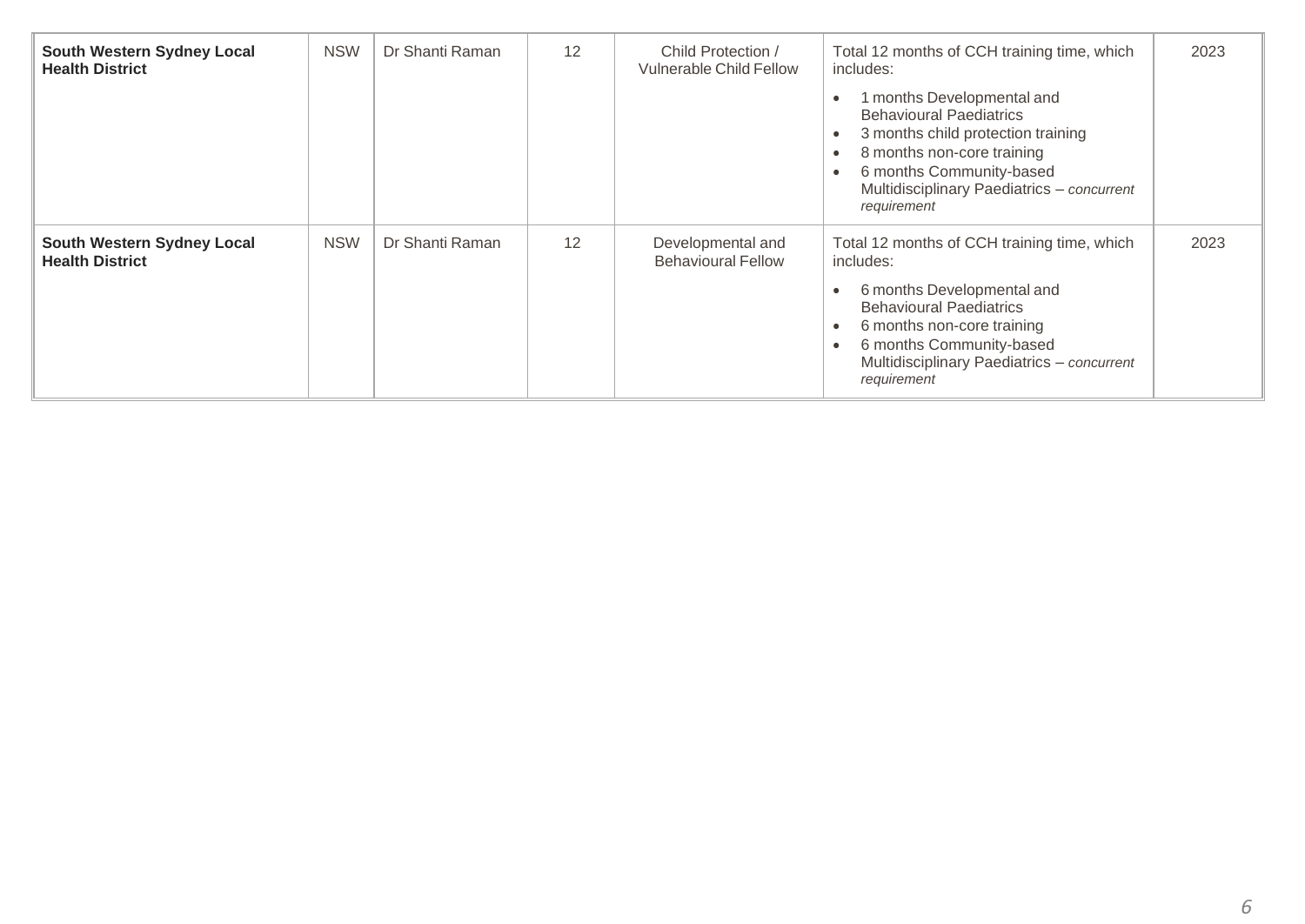| South Western Sydney Local Health District | NSW | Dr Shanti Raman | 12 | Child Protection / Vulnerable Child Fellow | Total 12 months of CCH training time, which includes:<br>• 1 months Developmental and Behavioural Paediatrics<br>• 3 months child protection training<br>• 8 months non-core training<br>• 6 months Community-based Multidisciplinary Paediatrics – *concurrent requirement* | 2023 |
|---|---|---|---|---|---|---|
| **South Western Sydney Local Health District** | NSW | Dr Shanti Raman | 12 | Developmental and Behavioural Fellow | Total 12 months of CCH training time, which includes:<br>• 6 months Developmental and Behavioural Paediatrics<br>• 6 months non-core training<br>• 6 months Community-based Multidisciplinary Paediatrics – *concurrent requirement* | 2023 |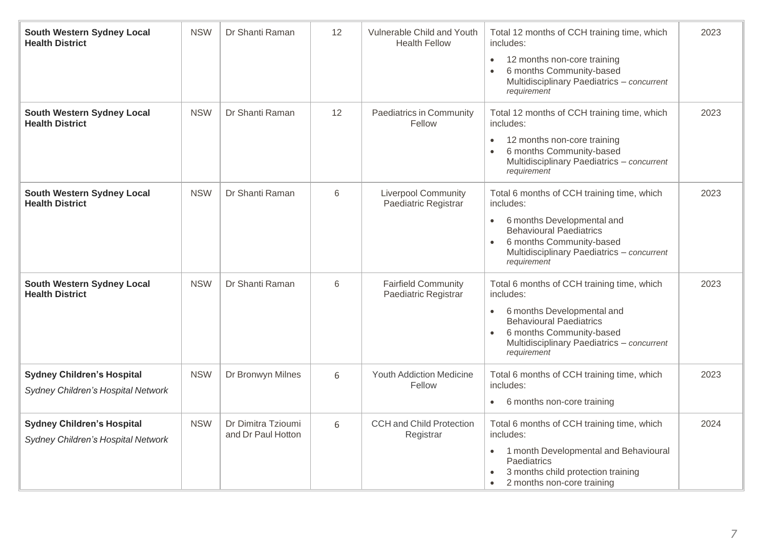| | | | | | | |
|---|---|---|---|---|---|---|
| **South Western Sydney Local Health District** | NSW | Dr Shanti Raman | 12 | Vulnerable Child and Youth Health Fellow | Total 12 months of CCH training time, which includes:<br>• 12 months non-core training<br>• 6 months Community-based Multidisciplinary Paediatrics – *concurrent requirement* | 2023 |
| **South Western Sydney Local Health District** | NSW | Dr Shanti Raman | 12 | Paediatrics in Community Fellow | Total 12 months of CCH training time, which includes:<br>• 12 months non-core training<br>• 6 months Community-based Multidisciplinary Paediatrics – *concurrent requirement* | 2023 |
| **South Western Sydney Local Health District** | NSW | Dr Shanti Raman | 6 | Liverpool Community Paediatric Registrar | Total 6 months of CCH training time, which includes:<br>• 6 months Developmental and Behavioural Paediatrics<br>• 6 months Community-based Multidisciplinary Paediatrics – *concurrent requirement* | 2023 |
| **South Western Sydney Local Health District** | NSW | Dr Shanti Raman | 6 | Fairfield Community Paediatric Registrar | Total 6 months of CCH training time, which includes:<br>• 6 months Developmental and Behavioural Paediatrics<br>• 6 months Community-based Multidisciplinary Paediatrics – *concurrent requirement* | 2023 |
| **Sydney Children's Hospital**<br>*Sydney Children's Hospital Network* | NSW | Dr Bronwyn Milnes | 6 | Youth Addiction Medicine Fellow | Total 6 months of CCH training time, which includes:<br>• 6 months non-core training | 2023 |
| **Sydney Children's Hospital**<br>*Sydney Children's Hospital Network* | NSW | Dr Dimitra Tzioumi and Dr Paul Hotton | 6 | CCH and Child Protection Registrar | Total 6 months of CCH training time, which includes:<br>• 1 month Developmental and Behavioural Paediatrics<br>• 3 months child protection training<br>• 2 months non-core training | 2024 |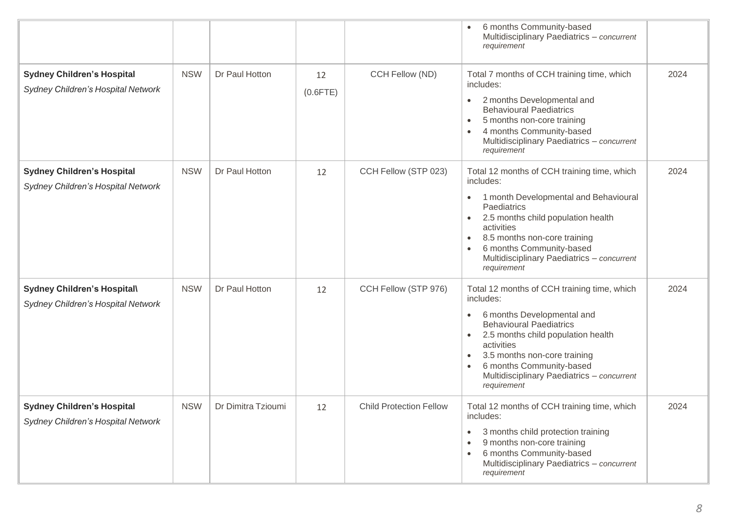| | | | | | | |
|---|---|---|---|---|---|---|
| | | | | | • 6 months Community-based Multidisciplinary Paediatrics – *concurrent requirement* | |
| **Sydney Children's Hospital**<br>*Sydney Children's Hospital Network* | NSW | Dr Paul Hotton | 12<br>(0.6FTE) | CCH Fellow (ND) | Total 7 months of CCH training time, which includes:<br>• 2 months Developmental and Behavioural Paediatrics<br>• 5 months non-core training<br>• 4 months Community-based Multidisciplinary Paediatrics – *concurrent requirement* | 2024 |
| **Sydney Children's Hospital**<br>*Sydney Children's Hospital Network* | NSW | Dr Paul Hotton | 12 | CCH Fellow (STP 023) | Total 12 months of CCH training time, which includes:<br>• 1 month Developmental and Behavioural Paediatrics<br>• 2.5 months child population health activities<br>• 8.5 months non-core training<br>• 6 months Community-based Multidisciplinary Paediatrics – *concurrent requirement* | 2024 |
| **Sydney Children's Hospital\**<br>*Sydney Children's Hospital Network* | NSW | Dr Paul Hotton | 12 | CCH Fellow (STP 976) | Total 12 months of CCH training time, which includes:<br>• 6 months Developmental and Behavioural Paediatrics<br>• 2.5 months child population health activities<br>• 3.5 months non-core training<br>• 6 months Community-based Multidisciplinary Paediatrics – *concurrent requirement* | 2024 |
| **Sydney Children's Hospital**<br>*Sydney Children's Hospital Network* | NSW | Dr Dimitra Tzioumi | 12 | Child Protection Fellow | Total 12 months of CCH training time, which includes:<br>• 3 months child protection training<br>• 9 months non-core training<br>• 6 months Community-based Multidisciplinary Paediatrics – *concurrent requirement* | 2024 |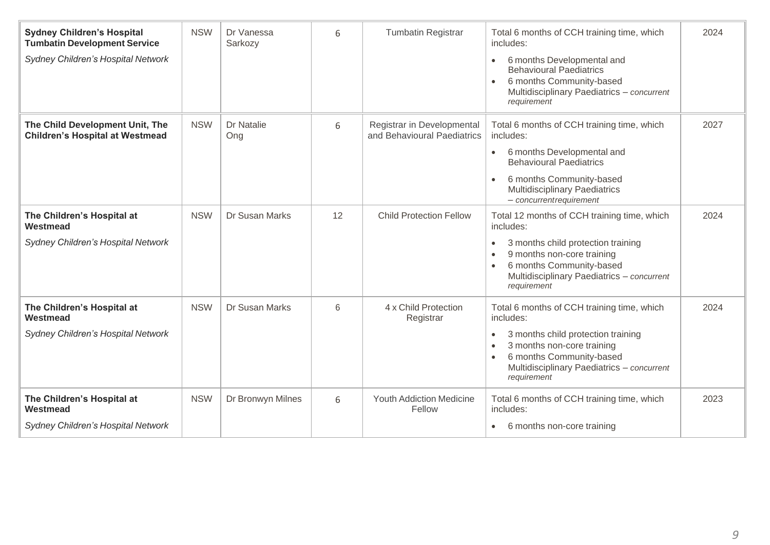| Sydney Children's Hospital Tumbatin Development Service *Sydney Children's Hospital Network* | NSW | Dr Vanessa Sarkozy | 6 | Tumbatin Registrar | Total 6 months of CCH training time, which includes: <br>• 6 months Developmental and Behavioural Paediatrics <br>• 6 months Community-based Multidisciplinary Paediatrics – *concurrent requirement* | 2024 |
|---|---|---|---|---|---|---|
| **The Child Development Unit, The Children's Hospital at Westmead** | NSW | Dr Natalie Ong | 6 | Registrar in Developmental and Behavioural Paediatrics | Total 6 months of CCH training time, which includes: <br>• 6 months Developmental and Behavioural Paediatrics <br>• 6 months Community-based Multidisciplinary Paediatrics – *concurrentrequirement* | 2027 |
| **The Children's Hospital at Westmead** *Sydney Children's Hospital Network* | NSW | Dr Susan Marks | 12 | Child Protection Fellow | Total 12 months of CCH training time, which includes: <br>• 3 months child protection training <br>• 9 months non-core training <br>• 6 months Community-based Multidisciplinary Paediatrics – *concurrent requirement* | 2024 |
| **The Children's Hospital at Westmead** *Sydney Children's Hospital Network* | NSW | Dr Susan Marks | 6 | 4 x Child Protection Registrar | Total 6 months of CCH training time, which includes: <br>• 3 months child protection training <br>• 3 months non-core training <br>• 6 months Community-based Multidisciplinary Paediatrics – *concurrent requirement* | 2024 |
| **The Children's Hospital at Westmead** *Sydney Children's Hospital Network* | NSW | Dr Bronwyn Milnes | 6 | Youth Addiction Medicine Fellow | Total 6 months of CCH training time, which includes: <br>• 6 months non-core training | 2023 |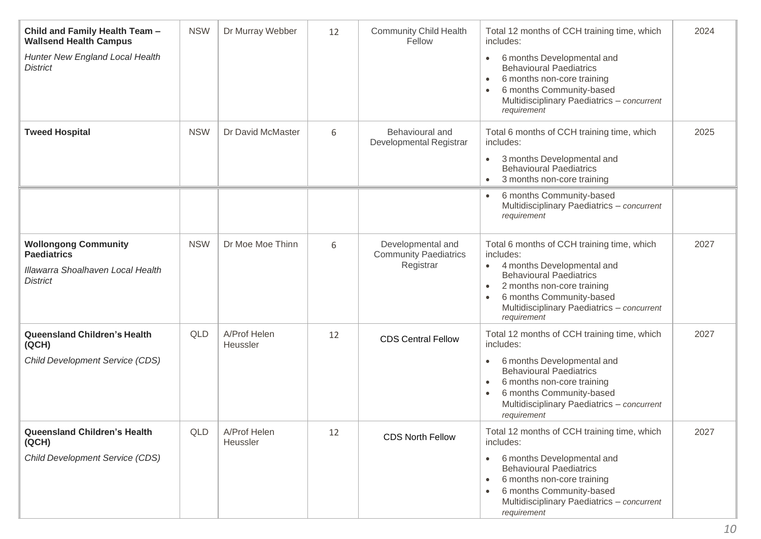| | | | | | | |
|---|---|---|---|---|---|---|
| **Child and Family Health Team – Wallsend Health Campus**<br><br>*Hunter New England Local Health District* | NSW | Dr Murray Webber | 12 | Community Child Health Fellow | Total 12 months of CCH training time, which includes:<br>• 6 months Developmental and Behavioural Paediatrics<br>• 6 months non-core training<br>• 6 months Community-based Multidisciplinary Paediatrics – *concurrent requirement* | 2024 |
| **Tweed Hospital** | NSW | Dr David McMaster | 6 | Behavioural and Developmental Registrar | Total 6 months of CCH training time, which includes:<br>• 3 months Developmental and Behavioural Paediatrics<br>• 3 months non-core training<br>• 6 months Community-based Multidisciplinary Paediatrics – *concurrent requirement* | 2025 |
| **Wollongong Community Paediatrics**<br><br>*Illawarra Shoalhaven Local Health District* | NSW | Dr Moe Moe Thinn | 6 | Developmental and Community Paediatrics Registrar | Total 6 months of CCH training time, which includes:<br>• 4 months Developmental and Behavioural Paediatrics<br>• 2 months non-core training<br>• 6 months Community-based Multidisciplinary Paediatrics – *concurrent requirement* | 2027 |
| **Queensland Children's Health (QCH)**<br><br>*Child Development Service (CDS)* | QLD | A/Prof Helen Heussler | 12 | CDS Central Fellow | Total 12 months of CCH training time, which includes:<br>• 6 months Developmental and Behavioural Paediatrics<br>• 6 months non-core training<br>• 6 months Community-based Multidisciplinary Paediatrics – *concurrent requirement* | 2027 |
| **Queensland Children's Health (QCH)**<br><br>*Child Development Service (CDS)* | QLD | A/Prof Helen Heussler | 12 | CDS North Fellow | Total 12 months of CCH training time, which includes:<br>• 6 months Developmental and Behavioural Paediatrics<br>• 6 months non-core training<br>• 6 months Community-based Multidisciplinary Paediatrics – *concurrent requirement* | 2027 |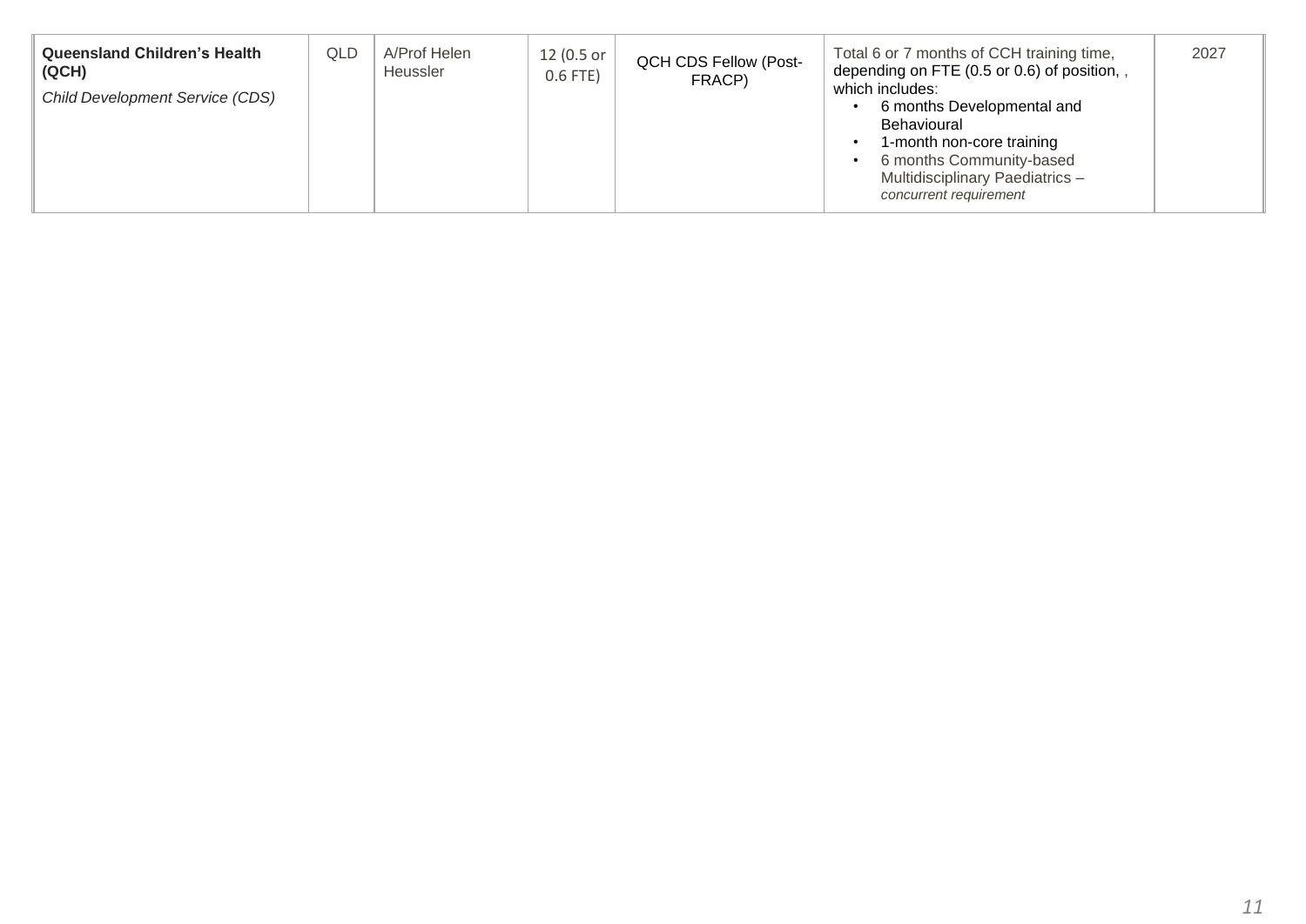| | | | | | | |
|---|---|---|---|---|---|---|
| **Queensland Children's Health (QCH)**<br>*Child Development Service (CDS)* | QLD | A/Prof Helen Heussler | 12 (0.5 or 0.6 FTE) | QCH CDS Fellow (Post-FRACP) | Total 6 or 7 months of CCH training time, depending on FTE (0.5 or 0.6) of position, , which includes:<br>• 6 months Developmental and Behavioural<br>• 1-month non-core training<br>• 6 months Community-based Multidisciplinary Paediatrics – *concurrent requirement* | 2027 |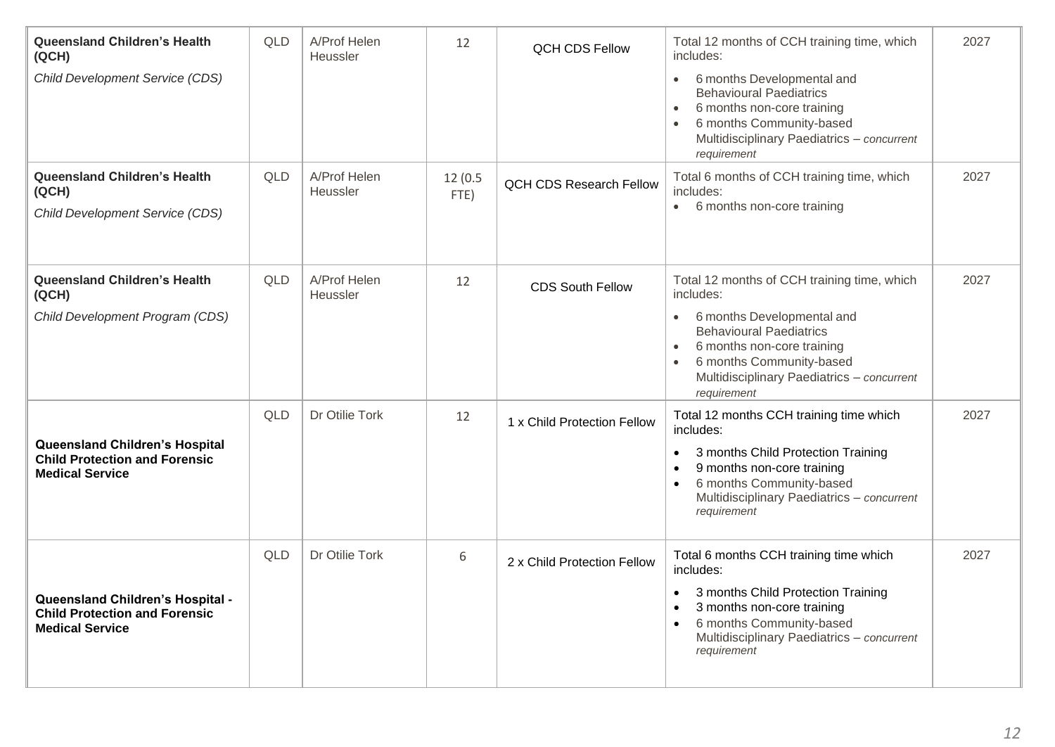| | | | | | | |
|---|---|---|---|---|---|---|
| **Queensland Children's Health (QCH)**<br>*Child Development Service (CDS)* | QLD | A/Prof Helen Heussler | 12 | QCH CDS Fellow | Total 12 months of CCH training time, which includes:<br>• 6 months Developmental and Behavioural Paediatrics<br>• 6 months non-core training<br>• 6 months Community-based Multidisciplinary Paediatrics – *concurrent requirement* | 2027 |
| **Queensland Children's Health (QCH)**<br>*Child Development Service (CDS)* | QLD | A/Prof Helen Heussler | 12 (0.5 FTE) | QCH CDS Research Fellow | Total 6 months of CCH training time, which includes:<br>• 6 months non-core training | 2027 |
| **Queensland Children's Health (QCH)**<br>*Child Development Program (CDS)* | QLD | A/Prof Helen Heussler | 12 | CDS South Fellow | Total 12 months of CCH training time, which includes:<br>• 6 months Developmental and Behavioural Paediatrics<br>• 6 months non-core training<br>• 6 months Community-based Multidisciplinary Paediatrics – *concurrent requirement* | 2027 |
| **Queensland Children's Hospital Child Protection and Forensic Medical Service** | QLD | Dr Otilie Tork | 12 | 1 x Child Protection Fellow | Total 12 months CCH training time which includes:<br>• 3 months Child Protection Training<br>• 9 months non-core training<br>• 6 months Community-based Multidisciplinary Paediatrics – *concurrent requirement* | 2027 |
| **Queensland Children's Hospital - Child Protection and Forensic Medical Service** | QLD | Dr Otilie Tork | 6 | 2 x Child Protection Fellow | Total 6 months CCH training time which includes:<br>• 3 months Child Protection Training<br>• 3 months non-core training<br>• 6 months Community-based Multidisciplinary Paediatrics – *concurrent requirement* | 2027 |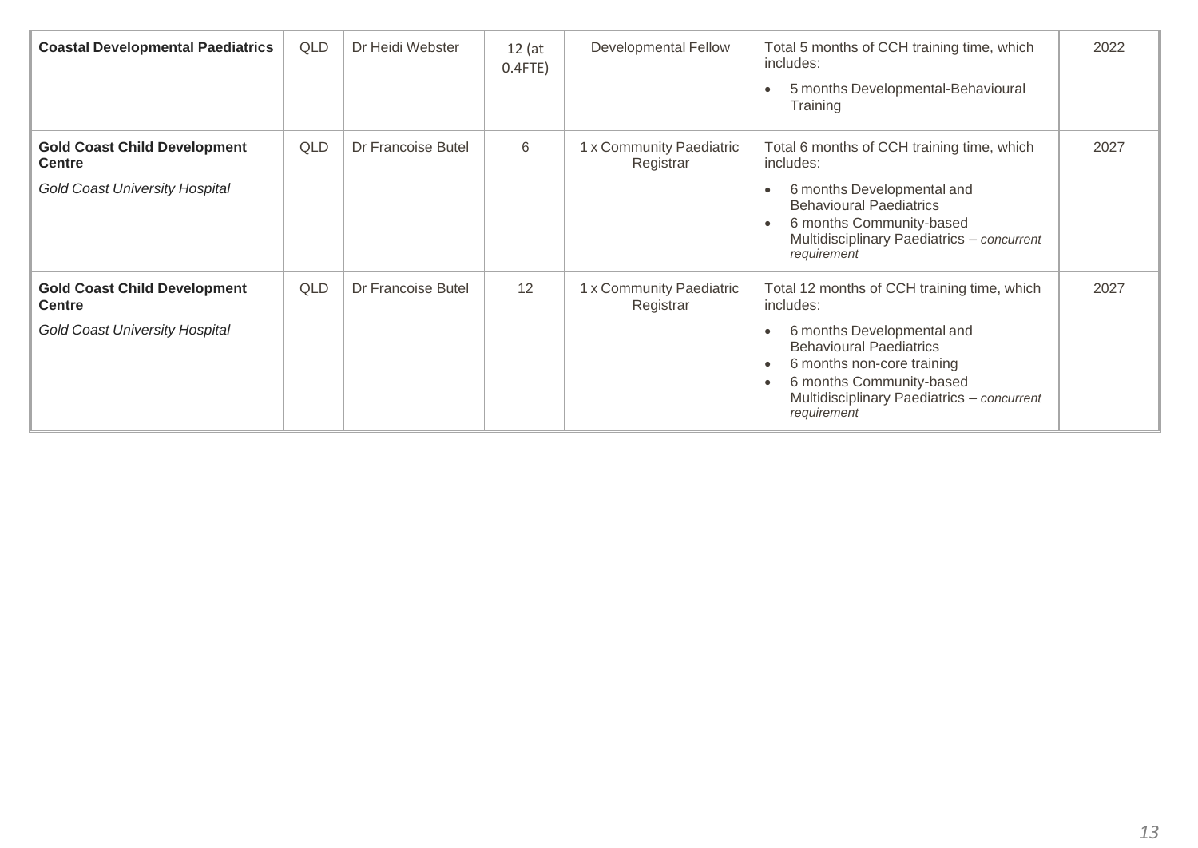| **Coastal Developmental Paediatrics** | QLD | Dr Heidi Webster | 12 (at 0.4FTE) | Developmental Fellow | Total 5 months of CCH training time, which includes:<br>• 5 months Developmental-Behavioural Training | 2022 |
|---|---|---|---|---|---|---|
| **Gold Coast Child Development Centre**<br>*Gold Coast University Hospital* | QLD | Dr Francoise Butel | 6 | 1 x Community Paediatric Registrar | Total 6 months of CCH training time, which includes:<br>• 6 months Developmental and Behavioural Paediatrics<br>• 6 months Community-based Multidisciplinary Paediatrics – *concurrent requirement* | 2027 |
| **Gold Coast Child Development Centre**<br>*Gold Coast University Hospital* | QLD | Dr Francoise Butel | 12 | 1 x Community Paediatric Registrar | Total 12 months of CCH training time, which includes:<br>• 6 months Developmental and Behavioural Paediatrics<br>• 6 months non-core training<br>• 6 months Community-based Multidisciplinary Paediatrics – *concurrent requirement* | 2027 |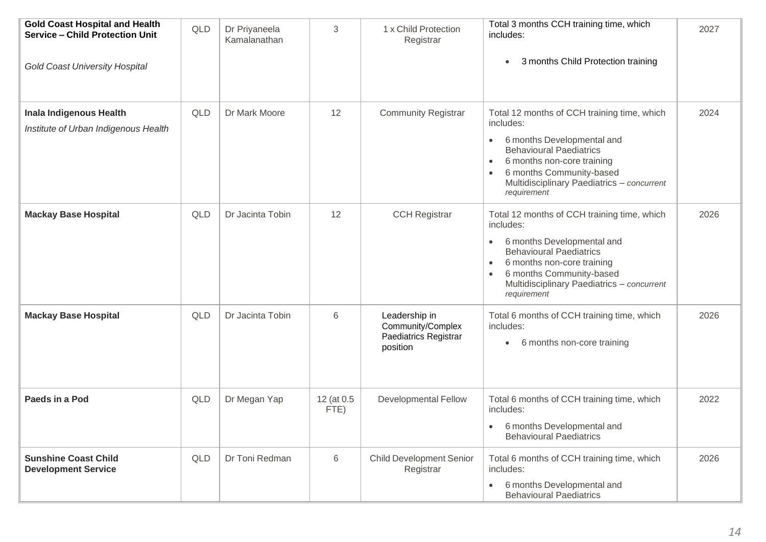| **Gold Coast Hospital and Health Service – Child Protection Unit**<br><br>*Gold Coast University Hospital* | QLD | Dr Priyaneela Kamalanathan | 3 | 1 x Child Protection Registrar | Total 3 months CCH training time, which includes:<br>• 3 months Child Protection training | 2027 |
|---|---|---|---|---|---|---|
| **Inala Indigenous Health**<br>*Institute of Urban Indigenous Health* | QLD | Dr Mark Moore | 12 | Community Registrar | Total 12 months of CCH training time, which includes:<br>• 6 months Developmental and Behavioural Paediatrics<br>• 6 months non-core training<br>• 6 months Community-based Multidisciplinary Paediatrics – *concurrent requirement* | 2024 |
| **Mackay Base Hospital** | QLD | Dr Jacinta Tobin | 12 | CCH Registrar | Total 12 months of CCH training time, which includes:<br>• 6 months Developmental and Behavioural Paediatrics<br>• 6 months non-core training<br>• 6 months Community-based Multidisciplinary Paediatrics – *concurrent requirement* | 2026 |
| **Mackay Base Hospital** | QLD | Dr Jacinta Tobin | 6 | Leadership in Community/Complex Paediatrics Registrar position | Total 6 months of CCH training time, which includes:<br>• 6 months non-core training | 2026 |
| **Paeds in a Pod** | QLD | Dr Megan Yap | 12 (at 0.5 FTE) | Developmental Fellow | Total 6 months of CCH training time, which includes:<br>• 6 months Developmental and Behavioural Paediatrics | 2022 |
| **Sunshine Coast Child Development Service** | QLD | Dr Toni Redman | 6 | Child Development Senior Registrar | Total 6 months of CCH training time, which includes:<br>• 6 months Developmental and Behavioural Paediatrics | 2026 |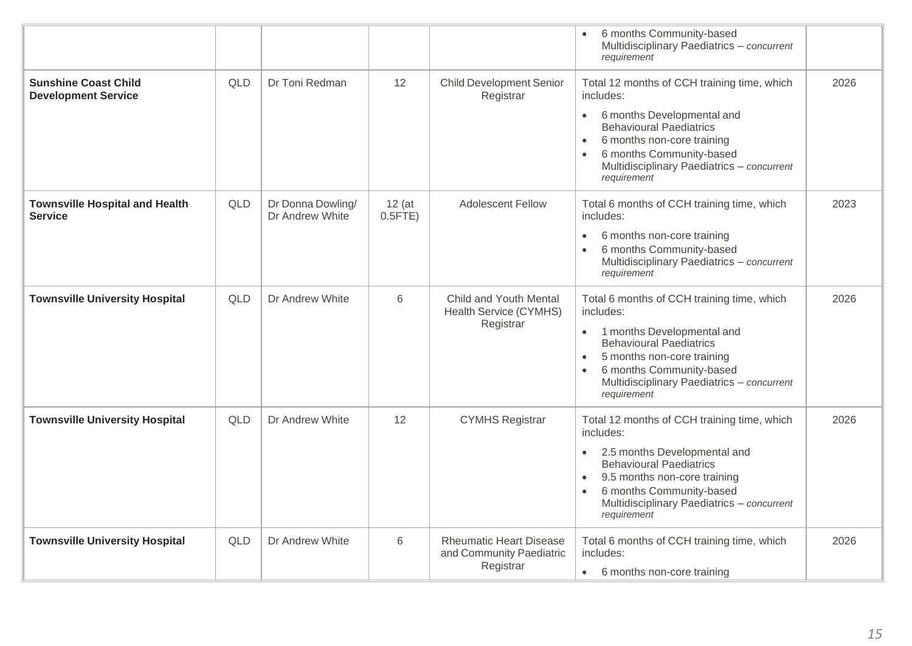| | | | | | | |
|---|---|---|---|---|---|---|
| | | | | | • 6 months Community-based Multidisciplinary Paediatrics – *concurrent requirement* | |
| **Sunshine Coast Child Development Service** | QLD | Dr Toni Redman | 12 | Child Development Senior Registrar | Total 12 months of CCH training time, which includes:<br>• 6 months Developmental and Behavioural Paediatrics<br>• 6 months non-core training<br>• 6 months Community-based Multidisciplinary Paediatrics – *concurrent requirement* | 2026 |
| **Townsville Hospital and Health Service** | QLD | Dr Donna Dowling/ Dr Andrew White | 12 (at 0.5FTE) | Adolescent Fellow | Total 6 months of CCH training time, which includes:<br>• 6 months non-core training<br>• 6 months Community-based Multidisciplinary Paediatrics – *concurrent requirement* | 2023 |
| **Townsville University Hospital** | QLD | Dr Andrew White | 6 | Child and Youth Mental Health Service (CYMHS) Registrar | Total 6 months of CCH training time, which includes:<br>• 1 months Developmental and Behavioural Paediatrics<br>• 5 months non-core training<br>• 6 months Community-based Multidisciplinary Paediatrics – *concurrent requirement* | 2026 |
| **Townsville University Hospital** | QLD | Dr Andrew White | 12 | CYMHS Registrar | Total 12 months of CCH training time, which includes:<br>• 2.5 months Developmental and Behavioural Paediatrics<br>• 9.5 months non-core training<br>• 6 months Community-based Multidisciplinary Paediatrics – *concurrent requirement* | 2026 |
| **Townsville University Hospital** | QLD | Dr Andrew White | 6 | Rheumatic Heart Disease and Community Paediatric Registrar | Total 6 months of CCH training time, which includes:<br>• 6 months non-core training | 2026 |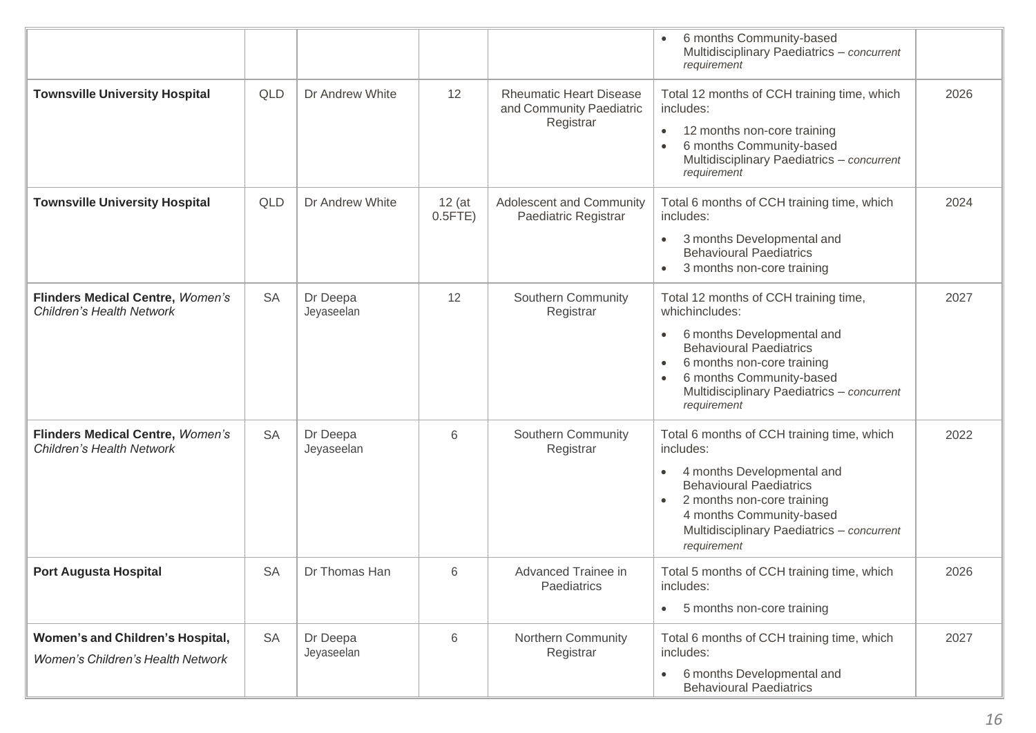| | | | | | | |
|---|---|---|---|---|---|---|
| | | | | | • 6 months Community-based Multidisciplinary Paediatrics – *concurrent requirement* | |
| **Townsville University Hospital** | QLD | Dr Andrew White | 12 | Rheumatic Heart Disease and Community Paediatric Registrar | Total 12 months of CCH training time, which includes:<br>• 12 months non-core training<br>• 6 months Community-based Multidisciplinary Paediatrics – *concurrent requirement* | 2026 |
| **Townsville University Hospital** | QLD | Dr Andrew White | 12 (at 0.5FTE) | Adolescent and Community Paediatric Registrar | Total 6 months of CCH training time, which includes:<br>• 3 months Developmental and Behavioural Paediatrics<br>• 3 months non-core training | 2024 |
| **Flinders Medical Centre,** *Women's Children's Health Network* | SA | Dr Deepa Jeyaseelan | 12 | Southern Community Registrar | Total 12 months of CCH training time, whichincludes:<br>• 6 months Developmental and Behavioural Paediatrics<br>• 6 months non-core training<br>• 6 months Community-based Multidisciplinary Paediatrics – *concurrent requirement* | 2027 |
| **Flinders Medical Centre,** *Women's Children's Health Network* | SA | Dr Deepa Jeyaseelan | 6 | Southern Community Registrar | Total 6 months of CCH training time, which includes:<br>• 4 months Developmental and Behavioural Paediatrics<br>• 2 months non-core training<br>4 months Community-based Multidisciplinary Paediatrics – *concurrent requirement* | 2022 |
| **Port Augusta Hospital** | SA | Dr Thomas Han | 6 | Advanced Trainee in Paediatrics | Total 5 months of CCH training time, which includes:<br>• 5 months non-core training | 2026 |
| **Women's and Children's Hospital,** *Women's Children's Health Network* | SA | Dr Deepa Jeyaseelan | 6 | Northern Community Registrar | Total 6 months of CCH training time, which includes:<br>• 6 months Developmental and Behavioural Paediatrics | 2027 |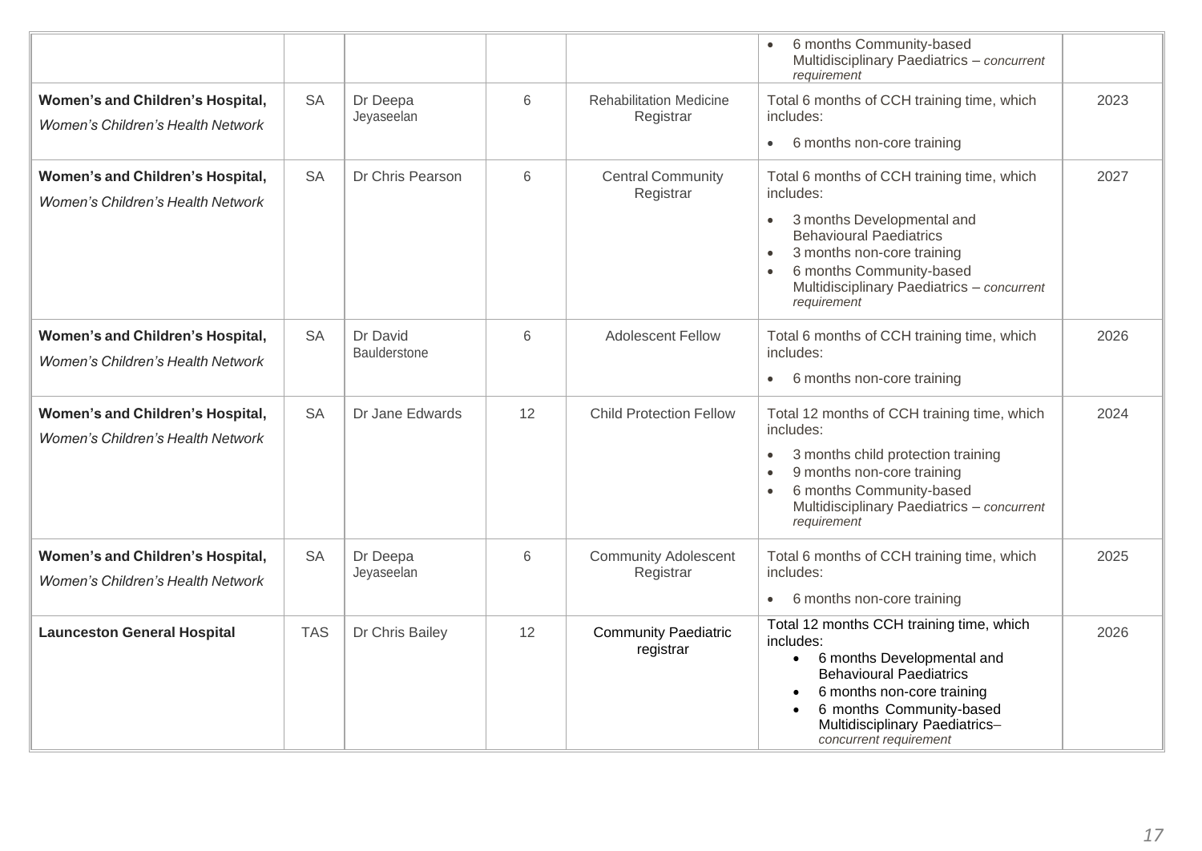| | | | | | | |
|---|---|---|---|---|---|---|
| | | | | | • 6 months Community-based Multidisciplinary Paediatrics – *concurrent requirement* | |
| **Women's and Children's Hospital,** *Women's Children's Health Network* | SA | Dr Deepa Jeyaseelan | 6 | Rehabilitation Medicine Registrar | Total 6 months of CCH training time, which includes: • 6 months non-core training | 2023 |
| **Women's and Children's Hospital,** *Women's Children's Health Network* | SA | Dr Chris Pearson | 6 | Central Community Registrar | Total 6 months of CCH training time, which includes: • 3 months Developmental and Behavioural Paediatrics • 3 months non-core training • 6 months Community-based Multidisciplinary Paediatrics – *concurrent requirement* | 2027 |
| **Women's and Children's Hospital,** *Women's Children's Health Network* | SA | Dr David Baulderstone | 6 | Adolescent Fellow | Total 6 months of CCH training time, which includes: • 6 months non-core training | 2026 |
| **Women's and Children's Hospital,** *Women's Children's Health Network* | SA | Dr Jane Edwards | 12 | Child Protection Fellow | Total 12 months of CCH training time, which includes: • 3 months child protection training • 9 months non-core training • 6 months Community-based Multidisciplinary Paediatrics – *concurrent requirement* | 2024 |
| **Women's and Children's Hospital,** *Women's Children's Health Network* | SA | Dr Deepa Jeyaseelan | 6 | Community Adolescent Registrar | Total 6 months of CCH training time, which includes: • 6 months non-core training | 2025 |
| **Launceston General Hospital** | TAS | Dr Chris Bailey | 12 | Community Paediatric registrar | Total 12 months CCH training time, which includes: • 6 months Developmental and Behavioural Paediatrics • 6 months non-core training • 6 months Community-based Multidisciplinary Paediatrics– *concurrent requirement* | 2026 |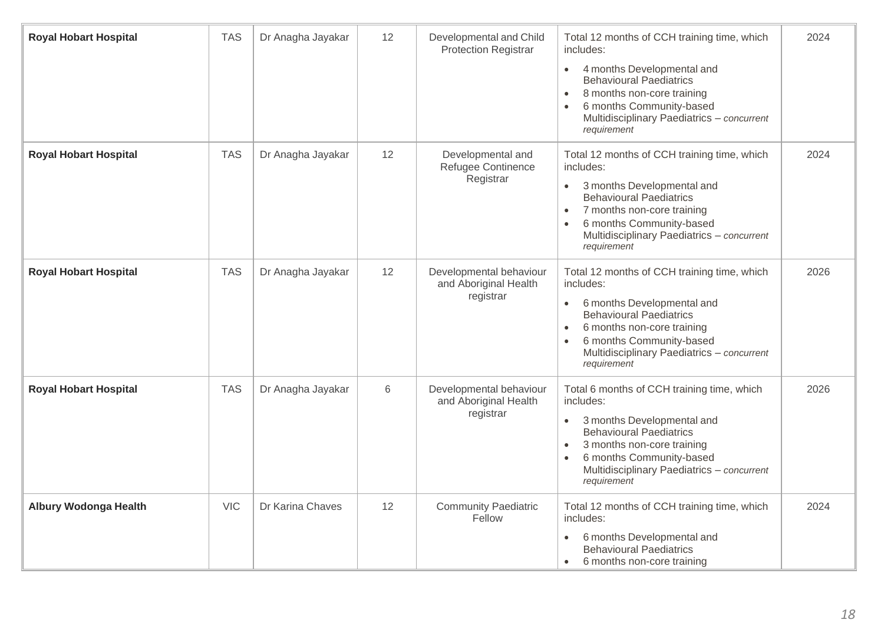| Royal Hobart Hospital | TAS | Dr Anagha Jayakar | 12 | Developmental and Child Protection Registrar | Total 12 months of CCH training time, which includes:<br>• 4 months Developmental and Behavioural Paediatrics<br>• 8 months non-core training<br>• 6 months Community-based Multidisciplinary Paediatrics – *concurrent requirement* | 2024 |
|---|---|---|---|---|---|---|
| **Royal Hobart Hospital** | TAS | Dr Anagha Jayakar | 12 | Developmental and Refugee Continence Registrar | Total 12 months of CCH training time, which includes:<br>• 3 months Developmental and Behavioural Paediatrics<br>• 7 months non-core training<br>• 6 months Community-based Multidisciplinary Paediatrics – *concurrent requirement* | 2024 |
| **Royal Hobart Hospital** | TAS | Dr Anagha Jayakar | 12 | Developmental behaviour and Aboriginal Health registrar | Total 12 months of CCH training time, which includes:<br>• 6 months Developmental and Behavioural Paediatrics<br>• 6 months non-core training<br>• 6 months Community-based Multidisciplinary Paediatrics – *concurrent requirement* | 2026 |
| **Royal Hobart Hospital** | TAS | Dr Anagha Jayakar | 6 | Developmental behaviour and Aboriginal Health registrar | Total 6 months of CCH training time, which includes:<br>• 3 months Developmental and Behavioural Paediatrics<br>• 3 months non-core training<br>• 6 months Community-based Multidisciplinary Paediatrics – *concurrent requirement* | 2026 |
| **Albury Wodonga Health** | VIC | Dr Karina Chaves | 12 | Community Paediatric Fellow | Total 12 months of CCH training time, which includes:<br>• 6 months Developmental and Behavioural Paediatrics<br>• 6 months non-core training | 2024 |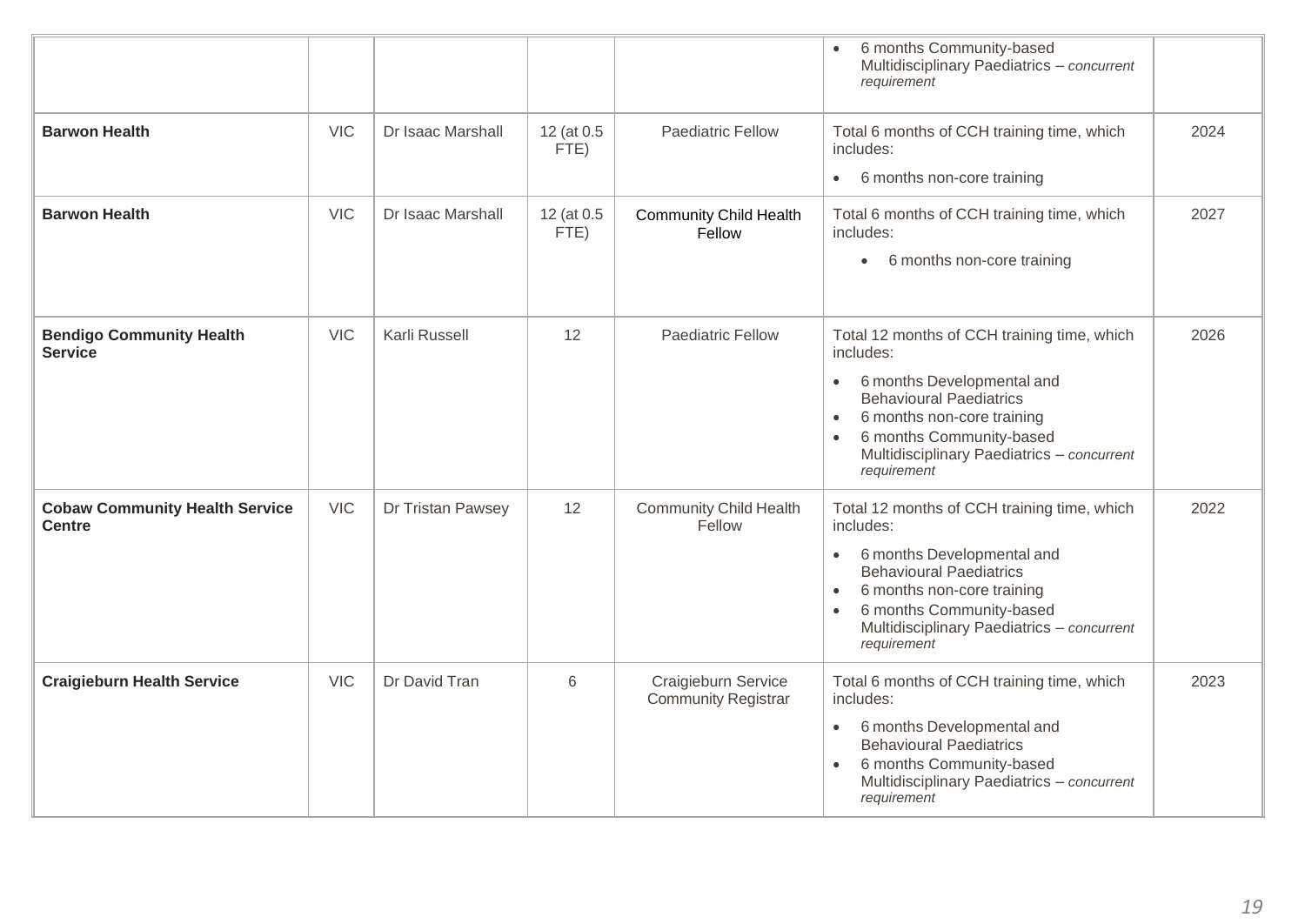| | | | | | | |
|---|---|---|---|---|---|---|
| | | | | | • 6 months Community-based Multidisciplinary Paediatrics – *concurrent requirement* | |
| **Barwon Health** | VIC | Dr Isaac Marshall | 12 (at 0.5 FTE) | Paediatric Fellow | Total 6 months of CCH training time, which includes:<br>• 6 months non-core training | 2024 |
| **Barwon Health** | VIC | Dr Isaac Marshall | 12 (at 0.5 FTE) | Community Child Health Fellow | Total 6 months of CCH training time, which includes:<br>• 6 months non-core training | 2027 |
| **Bendigo Community Health Service** | VIC | Karli Russell | 12 | Paediatric Fellow | Total 12 months of CCH training time, which includes:<br>• 6 months Developmental and Behavioural Paediatrics<br>• 6 months non-core training<br>• 6 months Community-based Multidisciplinary Paediatrics – *concurrent requirement* | 2026 |
| **Cobaw Community Health Service Centre** | VIC | Dr Tristan Pawsey | 12 | Community Child Health Fellow | Total 12 months of CCH training time, which includes:<br>• 6 months Developmental and Behavioural Paediatrics<br>• 6 months non-core training<br>• 6 months Community-based Multidisciplinary Paediatrics – *concurrent requirement* | 2022 |
| **Craigieburn Health Service** | VIC | Dr David Tran | 6 | Craigieburn Service Community Registrar | Total 6 months of CCH training time, which includes:<br>• 6 months Developmental and Behavioural Paediatrics<br>• 6 months Community-based Multidisciplinary Paediatrics – *concurrent requirement* | 2023 |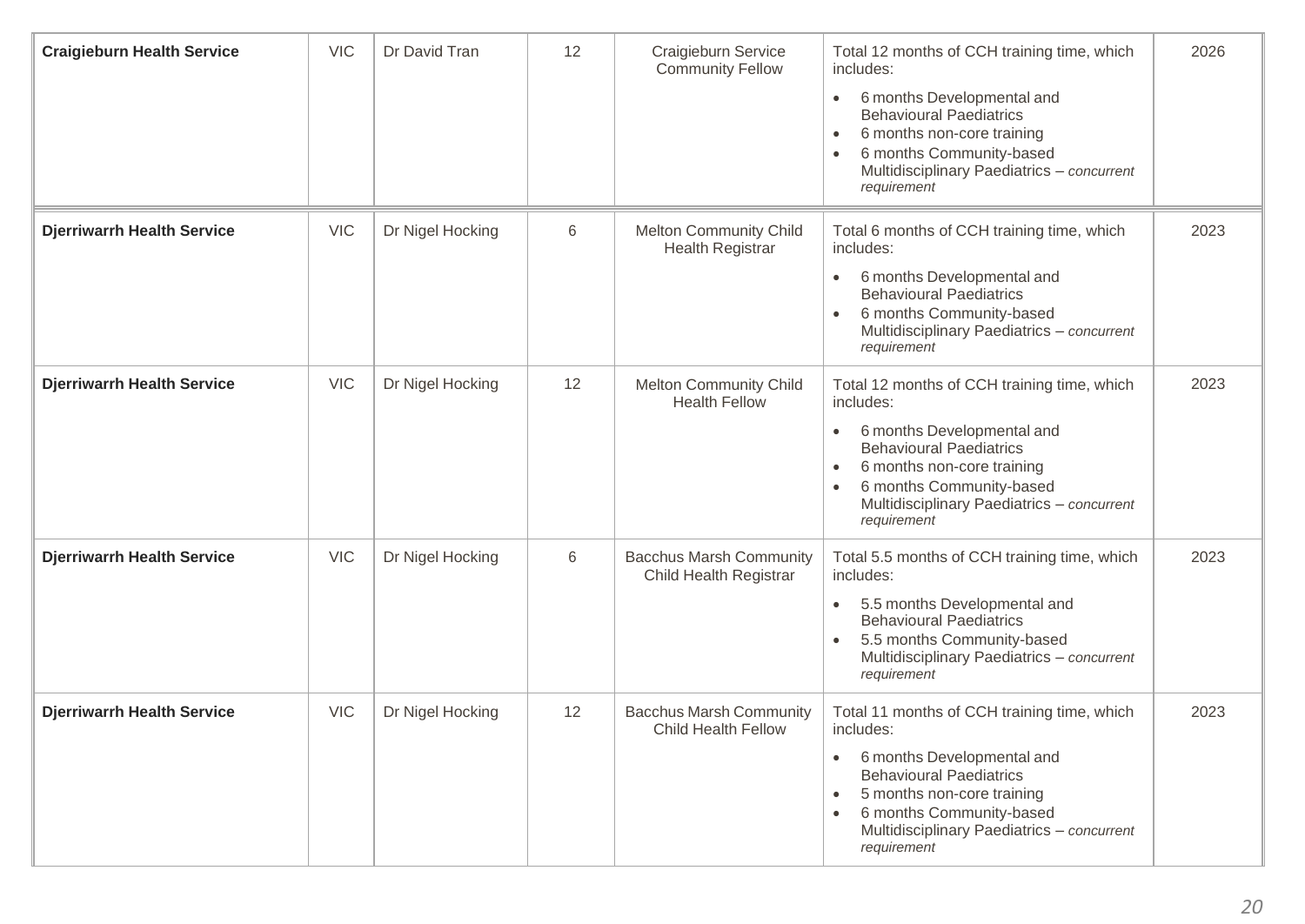| | | | | | | |
|---|---|---|---|---|---|---|
| **Craigieburn Health Service** | VIC | Dr David Tran | 12 | Craigieburn Service Community Fellow | Total 12 months of CCH training time, which includes:<br>• 6 months Developmental and Behavioural Paediatrics<br>• 6 months non-core training<br>• 6 months Community-based Multidisciplinary Paediatrics – *concurrent requirement* | 2026 |
| **Djerriwarrh Health Service** | VIC | Dr Nigel Hocking | 6 | Melton Community Child Health Registrar | Total 6 months of CCH training time, which includes:<br>• 6 months Developmental and Behavioural Paediatrics<br>• 6 months Community-based Multidisciplinary Paediatrics – *concurrent requirement* | 2023 |
| **Djerriwarrh Health Service** | VIC | Dr Nigel Hocking | 12 | Melton Community Child Health Fellow | Total 12 months of CCH training time, which includes:<br>• 6 months Developmental and Behavioural Paediatrics<br>• 6 months non-core training<br>• 6 months Community-based Multidisciplinary Paediatrics – *concurrent requirement* | 2023 |
| **Djerriwarrh Health Service** | VIC | Dr Nigel Hocking | 6 | Bacchus Marsh Community Child Health Registrar | Total 5.5 months of CCH training time, which includes:<br>• 5.5 months Developmental and Behavioural Paediatrics<br>• 5.5 months Community-based Multidisciplinary Paediatrics – *concurrent requirement* | 2023 |
| **Djerriwarrh Health Service** | VIC | Dr Nigel Hocking | 12 | Bacchus Marsh Community Child Health Fellow | Total 11 months of CCH training time, which includes:<br>• 6 months Developmental and Behavioural Paediatrics<br>• 5 months non-core training<br>• 6 months Community-based Multidisciplinary Paediatrics – *concurrent requirement* | 2023 |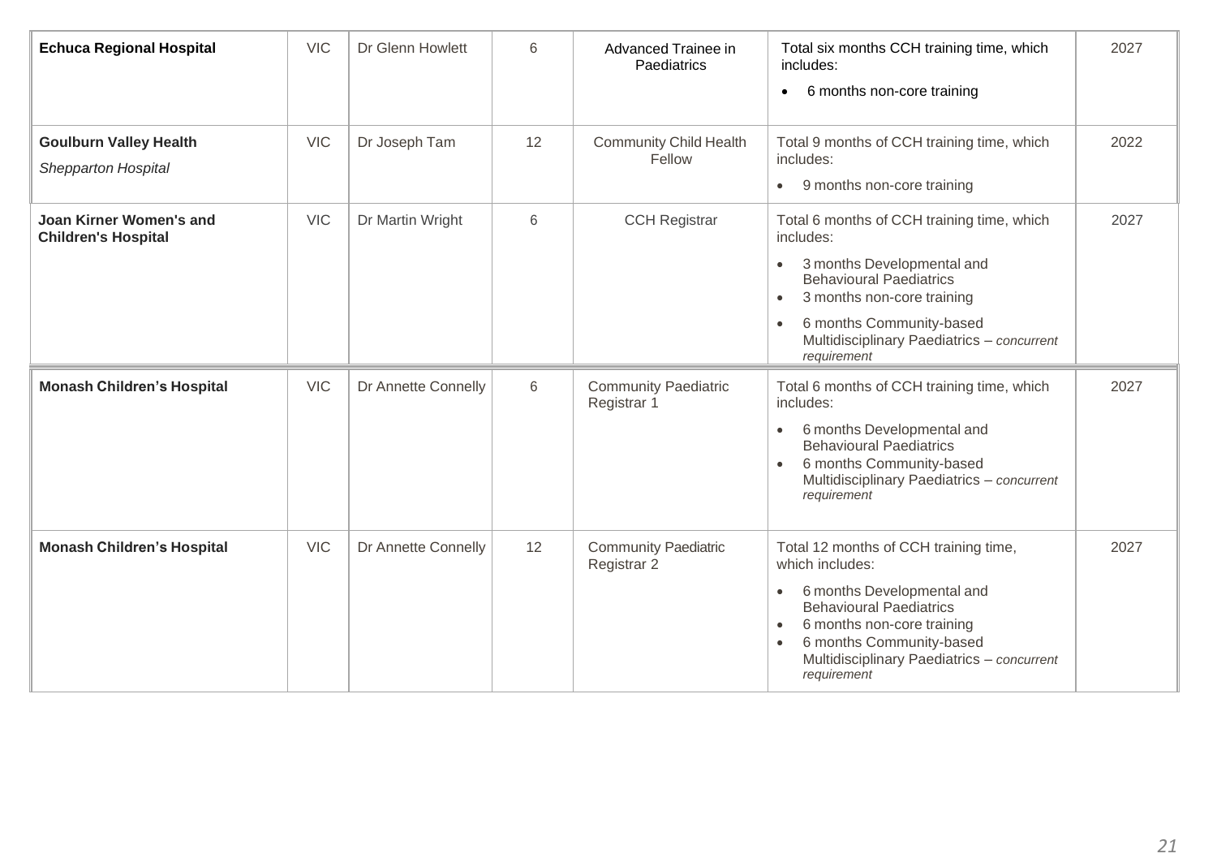| Echuca Regional Hospital | VIC | Dr Glenn Howlett | 6 | Advanced Trainee in Paediatrics | Total six months CCH training time, which includes:<br>• 6 months non-core training | 2027 |
|---|---|---|---|---|---|---|
| **Goulburn Valley Health**<br>*Shepparton Hospital* | VIC | Dr Joseph Tam | 12 | Community Child Health Fellow | Total 9 months of CCH training time, which includes:<br>• 9 months non-core training | 2022 |
| **Joan Kirner Women's and Children's Hospital** | VIC | Dr Martin Wright | 6 | CCH Registrar | Total 6 months of CCH training time, which includes:<br>• 3 months Developmental and Behavioural Paediatrics<br>• 3 months non-core training<br>• 6 months Community-based Multidisciplinary Paediatrics – *concurrent requirement* | 2027 |
| **Monash Children's Hospital** | VIC | Dr Annette Connelly | 6 | Community Paediatric Registrar 1 | Total 6 months of CCH training time, which includes:<br>• 6 months Developmental and Behavioural Paediatrics<br>• 6 months Community-based Multidisciplinary Paediatrics – *concurrent requirement* | 2027 |
| **Monash Children's Hospital** | VIC | Dr Annette Connelly | 12 | Community Paediatric Registrar 2 | Total 12 months of CCH training time, which includes:<br>• 6 months Developmental and Behavioural Paediatrics<br>• 6 months non-core training<br>• 6 months Community-based Multidisciplinary Paediatrics – *concurrent requirement* | 2027 |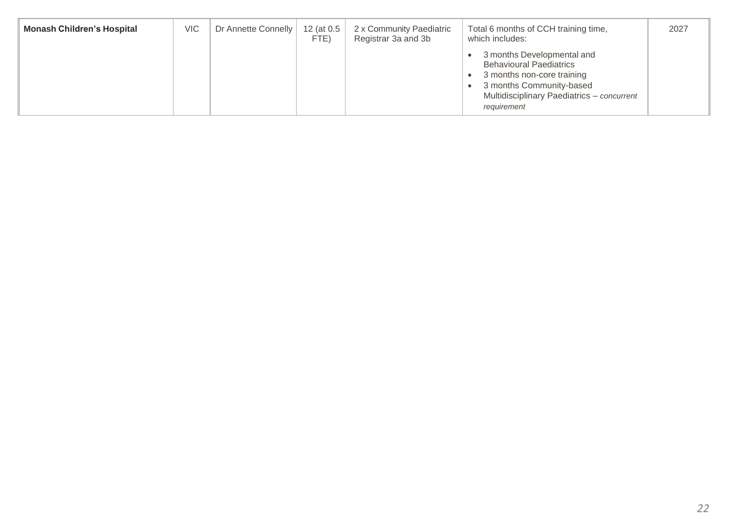| Monash Children's Hospital | VIC | Dr Annette Connelly | 12 (at 0.5 FTE) | 2 x Community Paediatric Registrar 3a and 3b | Total 6 months of CCH training time, which includes:<br>• 3 months Developmental and Behavioural Paediatrics<br>• 3 months non-core training<br>• 3 months Community-based Multidisciplinary Paediatrics – *concurrent requirement* | 2027 |
|---|---|---|---|---|---|---|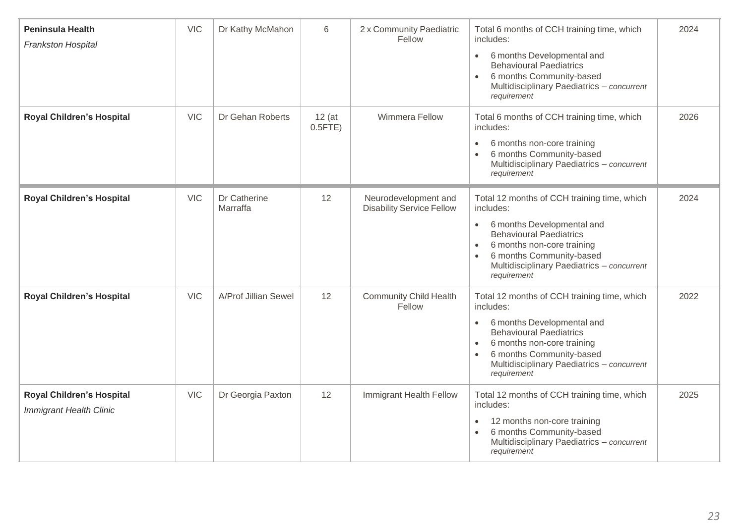| | | | | | | |
|---|---|---|---|---|---|---|
| **Peninsula Health**<br>*Frankston Hospital* | VIC | Dr Kathy McMahon | 6 | 2 x Community Paediatric Fellow | Total 6 months of CCH training time, which includes:<br>• 6 months Developmental and Behavioural Paediatrics<br>• 6 months Community-based Multidisciplinary Paediatrics – *concurrent requirement* | 2024 |
| **Royal Children's Hospital** | VIC | Dr Gehan Roberts | 12 (at 0.5FTE) | Wimmera Fellow | Total 6 months of CCH training time, which includes:<br>• 6 months non-core training<br>• 6 months Community-based Multidisciplinary Paediatrics – *concurrent requirement* | 2026 |
| **Royal Children's Hospital** | VIC | Dr Catherine Marraffa | 12 | Neurodevelopment and Disability Service Fellow | Total 12 months of CCH training time, which includes:<br>• 6 months Developmental and Behavioural Paediatrics<br>• 6 months non-core training<br>• 6 months Community-based Multidisciplinary Paediatrics – *concurrent requirement* | 2024 |
| **Royal Children's Hospital** | VIC | A/Prof Jillian Sewel | 12 | Community Child Health Fellow | Total 12 months of CCH training time, which includes:<br>• 6 months Developmental and Behavioural Paediatrics<br>• 6 months non-core training<br>• 6 months Community-based Multidisciplinary Paediatrics – *concurrent requirement* | 2022 |
| **Royal Children's Hospital**<br>*Immigrant Health Clinic* | VIC | Dr Georgia Paxton | 12 | Immigrant Health Fellow | Total 12 months of CCH training time, which includes:<br>• 12 months non-core training<br>• 6 months Community-based Multidisciplinary Paediatrics – *concurrent requirement* | 2025 |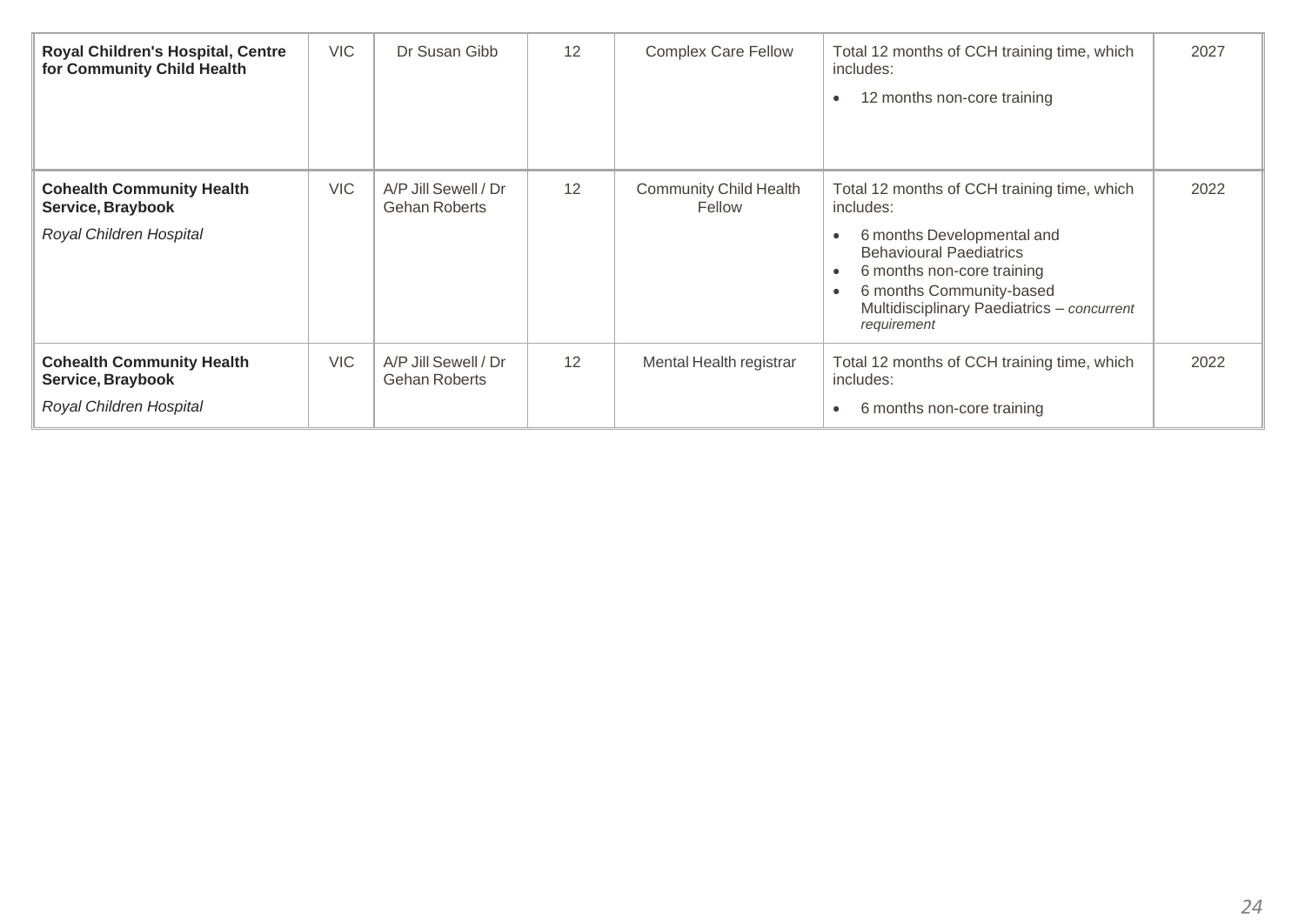| | | | | | | |
|---|---|---|---|---|---|---|
| **Royal Children's Hospital, Centre for Community Child Health** | VIC | Dr Susan Gibb | 12 | Complex Care Fellow | Total 12 months of CCH training time, which includes:<br>• 12 months non-core training | 2027 |
| **Cohealth Community Health Service, Braybook**<br>*Royal Children Hospital* | VIC | A/P Jill Sewell / Dr Gehan Roberts | 12 | Community Child Health Fellow | Total 12 months of CCH training time, which includes:<br>• 6 months Developmental and Behavioural Paediatrics<br>• 6 months non-core training<br>• 6 months Community-based Multidisciplinary Paediatrics – *concurrent requirement* | 2022 |
| **Cohealth Community Health Service, Braybook**<br>*Royal Children Hospital* | VIC | A/P Jill Sewell / Dr Gehan Roberts | 12 | Mental Health registrar | Total 12 months of CCH training time, which includes:<br>• 6 months non-core training | 2022 |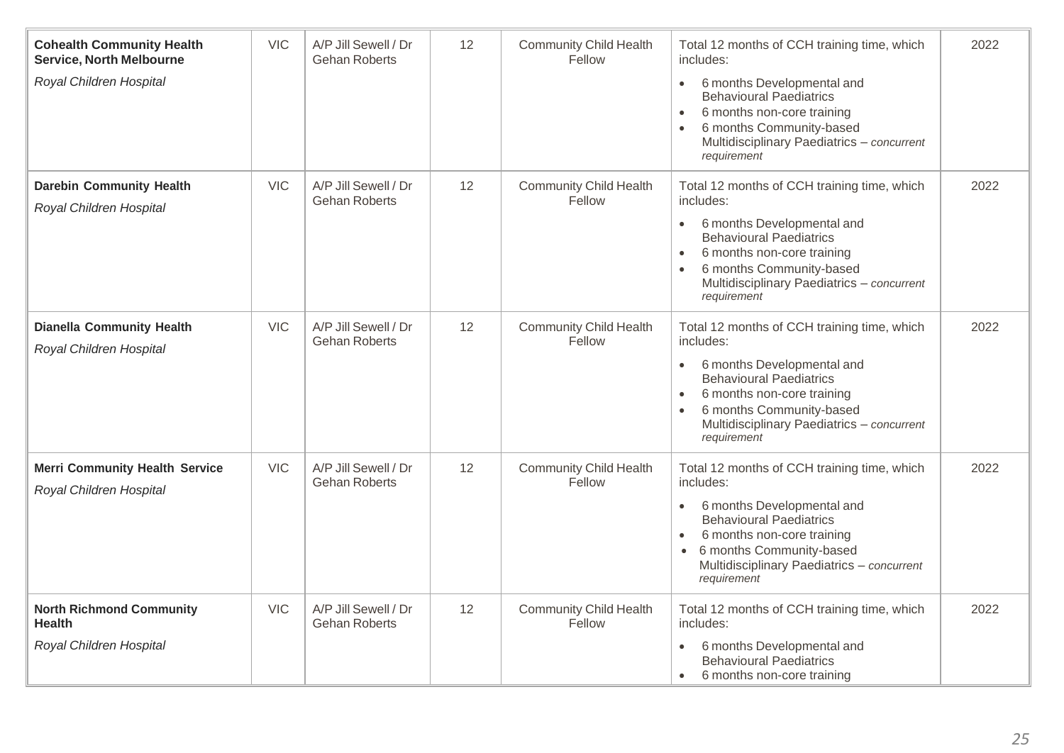| **Cohealth Community Health Service, North Melbourne**<br>*Royal Children Hospital* | VIC | A/P Jill Sewell / Dr Gehan Roberts | 12 | Community Child Health Fellow | Total 12 months of CCH training time, which includes:<br>• 6 months Developmental and Behavioural Paediatrics<br>• 6 months non-core training<br>• 6 months Community-based Multidisciplinary Paediatrics – *concurrent requirement* | 2022 |
|---|---|---|---|---|---|---|
| **Darebin Community Health**<br>*Royal Children Hospital* | VIC | A/P Jill Sewell / Dr Gehan Roberts | 12 | Community Child Health Fellow | Total 12 months of CCH training time, which includes:<br>• 6 months Developmental and Behavioural Paediatrics<br>• 6 months non-core training<br>• 6 months Community-based Multidisciplinary Paediatrics – *concurrent requirement* | 2022 |
| **Dianella Community Health**<br>*Royal Children Hospital* | VIC | A/P Jill Sewell / Dr Gehan Roberts | 12 | Community Child Health Fellow | Total 12 months of CCH training time, which includes:<br>• 6 months Developmental and Behavioural Paediatrics<br>• 6 months non-core training<br>• 6 months Community-based Multidisciplinary Paediatrics – *concurrent requirement* | 2022 |
| **Merri Community Health Service**<br>*Royal Children Hospital* | VIC | A/P Jill Sewell / Dr Gehan Roberts | 12 | Community Child Health Fellow | Total 12 months of CCH training time, which includes:<br>• 6 months Developmental and Behavioural Paediatrics<br>• 6 months non-core training<br>• 6 months Community-based Multidisciplinary Paediatrics – *concurrent requirement* | 2022 |
| **North Richmond Community Health**<br>*Royal Children Hospital* | VIC | A/P Jill Sewell / Dr Gehan Roberts | 12 | Community Child Health Fellow | Total 12 months of CCH training time, which includes:<br>• 6 months Developmental and Behavioural Paediatrics<br>• 6 months non-core training | 2022 |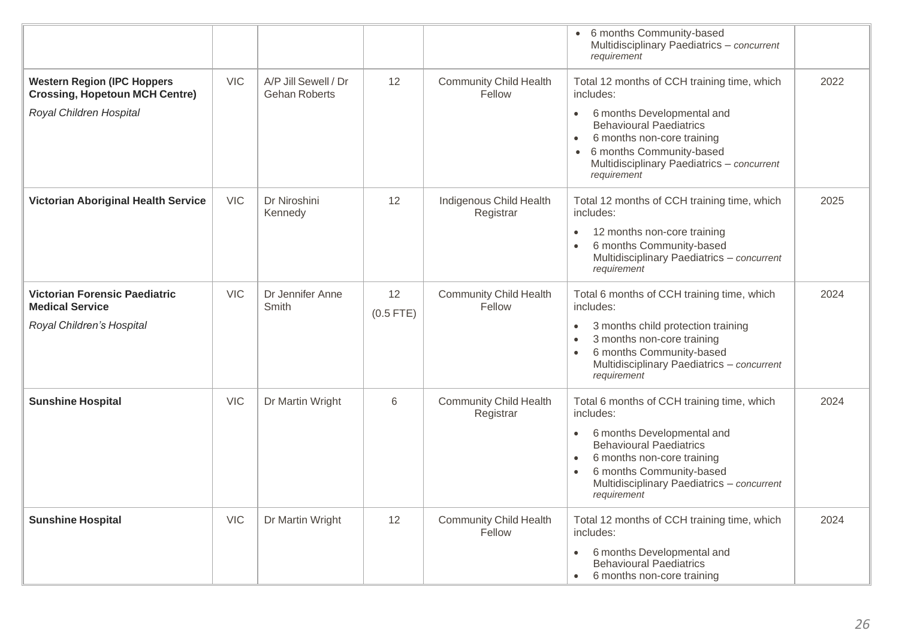| | | | | | | |
|---|---|---|---|---|---|---|
| | | | | | • 6 months Community-based Multidisciplinary Paediatrics – *concurrent requirement* | |
| **Western Region (IPC Hoppers Crossing, Hopetoun MCH Centre)**<br>*Royal Children Hospital* | VIC | A/P Jill Sewell / Dr Gehan Roberts | 12 | Community Child Health Fellow | Total 12 months of CCH training time, which includes:<br>• 6 months Developmental and Behavioural Paediatrics<br>• 6 months non-core training<br>• 6 months Community-based Multidisciplinary Paediatrics – *concurrent requirement* | 2022 |
| **Victorian Aboriginal Health Service** | VIC | Dr Niroshini Kennedy | 12 | Indigenous Child Health Registrar | Total 12 months of CCH training time, which includes:<br>• 12 months non-core training<br>• 6 months Community-based Multidisciplinary Paediatrics – *concurrent requirement* | 2025 |
| **Victorian Forensic Paediatric Medical Service**<br>*Royal Children's Hospital* | VIC | Dr Jennifer Anne Smith | 12<br>(0.5 FTE) | Community Child Health Fellow | Total 6 months of CCH training time, which includes:<br>• 3 months child protection training<br>• 3 months non-core training<br>• 6 months Community-based Multidisciplinary Paediatrics – *concurrent requirement* | 2024 |
| **Sunshine Hospital** | VIC | Dr Martin Wright | 6 | Community Child Health Registrar | Total 6 months of CCH training time, which includes:<br>• 6 months Developmental and Behavioural Paediatrics<br>• 6 months non-core training<br>• 6 months Community-based Multidisciplinary Paediatrics – *concurrent requirement* | 2024 |
| **Sunshine Hospital** | VIC | Dr Martin Wright | 12 | Community Child Health Fellow | Total 12 months of CCH training time, which includes:<br>• 6 months Developmental and Behavioural Paediatrics<br>• 6 months non-core training | 2024 |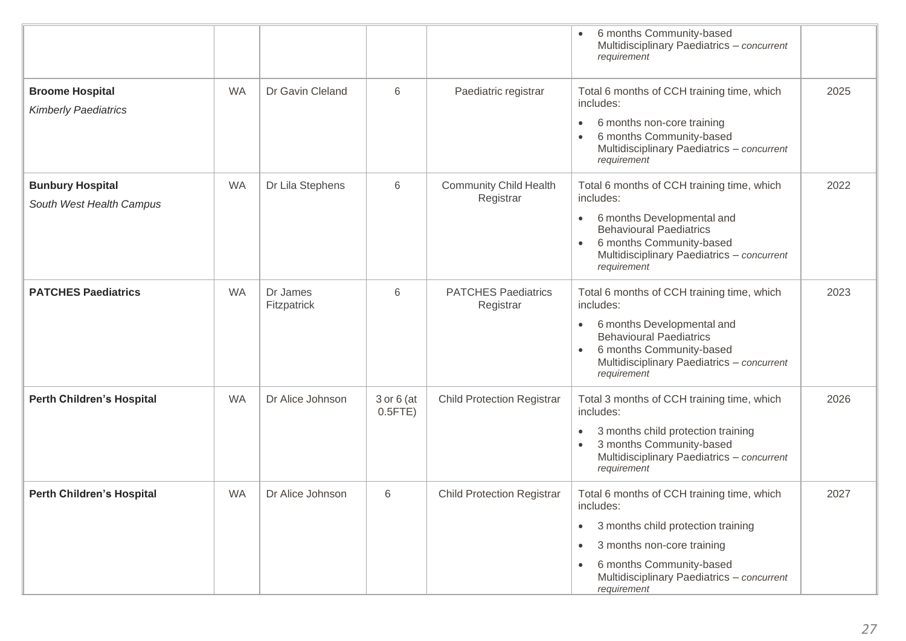| | | | | | | |
|---|---|---|---|---|---|---|
| | | | | | • 6 months Community-based Multidisciplinary Paediatrics – *concurrent requirement* | |
| **Broome Hospital**<br>*Kimberly Paediatrics* | WA | Dr Gavin Cleland | 6 | Paediatric registrar | Total 6 months of CCH training time, which includes:<br>• 6 months non-core training<br>• 6 months Community-based Multidisciplinary Paediatrics – *concurrent requirement* | 2025 |
| **Bunbury Hospital**<br>*South West Health Campus* | WA | Dr Lila Stephens | 6 | Community Child Health Registrar | Total 6 months of CCH training time, which includes:<br>• 6 months Developmental and Behavioural Paediatrics<br>• 6 months Community-based Multidisciplinary Paediatrics – *concurrent requirement* | 2022 |
| **PATCHES Paediatrics** | WA | Dr James Fitzpatrick | 6 | PATCHES Paediatrics Registrar | Total 6 months of CCH training time, which includes:<br>• 6 months Developmental and Behavioural Paediatrics<br>• 6 months Community-based Multidisciplinary Paediatrics – *concurrent requirement* | 2023 |
| **Perth Children's Hospital** | WA | Dr Alice Johnson | 3 or 6 (at 0.5FTE) | Child Protection Registrar | Total 3 months of CCH training time, which includes:<br>• 3 months child protection training<br>• 3 months Community-based Multidisciplinary Paediatrics – *concurrent requirement* | 2026 |
| **Perth Children's Hospital** | WA | Dr Alice Johnson | 6 | Child Protection Registrar | Total 6 months of CCH training time, which includes:<br>• 3 months child protection training<br>• 3 months non-core training<br>• 6 months Community-based Multidisciplinary Paediatrics – *concurrent requirement* | 2027 |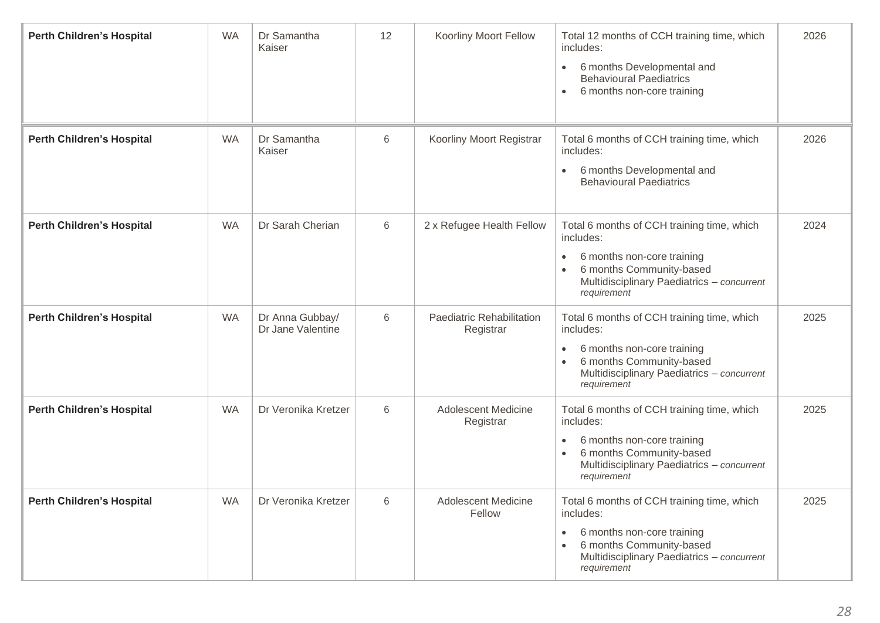| | | | | | | |
|---|---|---|---|---|---|---|
| **Perth Children's Hospital** | WA | Dr Samantha Kaiser | 12 | Koorliny Moort Fellow | Total 12 months of CCH training time, which includes:<br>• 6 months Developmental and Behavioural Paediatrics<br>• 6 months non-core training | 2026 |
| **Perth Children's Hospital** | WA | Dr Samantha Kaiser | 6 | Koorliny Moort Registrar | Total 6 months of CCH training time, which includes:<br>• 6 months Developmental and Behavioural Paediatrics | 2026 |
| **Perth Children's Hospital** | WA | Dr Sarah Cherian | 6 | 2 x Refugee Health Fellow | Total 6 months of CCH training time, which includes:<br>• 6 months non-core training<br>• 6 months Community-based Multidisciplinary Paediatrics – *concurrent requirement* | 2024 |
| **Perth Children's Hospital** | WA | Dr Anna Gubbay/ Dr Jane Valentine | 6 | Paediatric Rehabilitation Registrar | Total 6 months of CCH training time, which includes:<br>• 6 months non-core training<br>• 6 months Community-based Multidisciplinary Paediatrics – *concurrent requirement* | 2025 |
| **Perth Children's Hospital** | WA | Dr Veronika Kretzer | 6 | Adolescent Medicine Registrar | Total 6 months of CCH training time, which includes:<br>• 6 months non-core training<br>• 6 months Community-based Multidisciplinary Paediatrics – *concurrent requirement* | 2025 |
| **Perth Children's Hospital** | WA | Dr Veronika Kretzer | 6 | Adolescent Medicine Fellow | Total 6 months of CCH training time, which includes:<br>• 6 months non-core training<br>• 6 months Community-based Multidisciplinary Paediatrics – *concurrent requirement* | 2025 |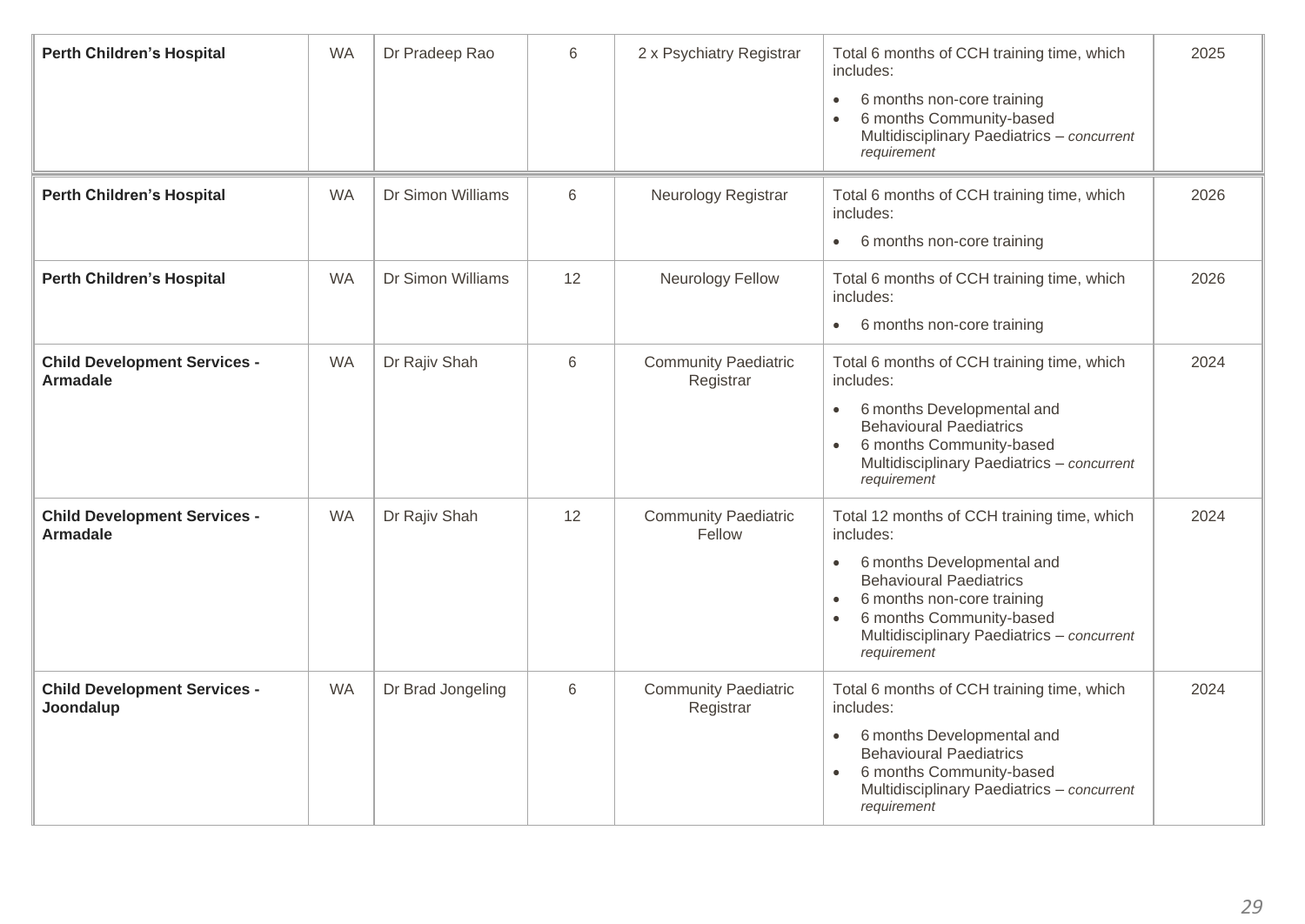| | | | | | | |
|---|---|---|---|---|---|---|
| **Perth Children's Hospital** | WA | Dr Pradeep Rao | 6 | 2 x Psychiatry Registrar | Total 6 months of CCH training time, which includes:<br>• 6 months non-core training<br>• 6 months Community-based Multidisciplinary Paediatrics – *concurrent requirement* | 2025 |
| **Perth Children's Hospital** | WA | Dr Simon Williams | 6 | Neurology Registrar | Total 6 months of CCH training time, which includes:<br>• 6 months non-core training | 2026 |
| **Perth Children's Hospital** | WA | Dr Simon Williams | 12 | Neurology Fellow | Total 6 months of CCH training time, which includes:<br>• 6 months non-core training | 2026 |
| **Child Development Services - Armadale** | WA | Dr Rajiv Shah | 6 | Community Paediatric Registrar | Total 6 months of CCH training time, which includes:<br>• 6 months Developmental and Behavioural Paediatrics<br>• 6 months Community-based Multidisciplinary Paediatrics – *concurrent requirement* | 2024 |
| **Child Development Services - Armadale** | WA | Dr Rajiv Shah | 12 | Community Paediatric Fellow | Total 12 months of CCH training time, which includes:<br>• 6 months Developmental and Behavioural Paediatrics<br>• 6 months non-core training<br>• 6 months Community-based Multidisciplinary Paediatrics – *concurrent requirement* | 2024 |
| **Child Development Services - Joondalup** | WA | Dr Brad Jongeling | 6 | Community Paediatric Registrar | Total 6 months of CCH training time, which includes:<br>• 6 months Developmental and Behavioural Paediatrics<br>• 6 months Community-based Multidisciplinary Paediatrics – *concurrent requirement* | 2024 |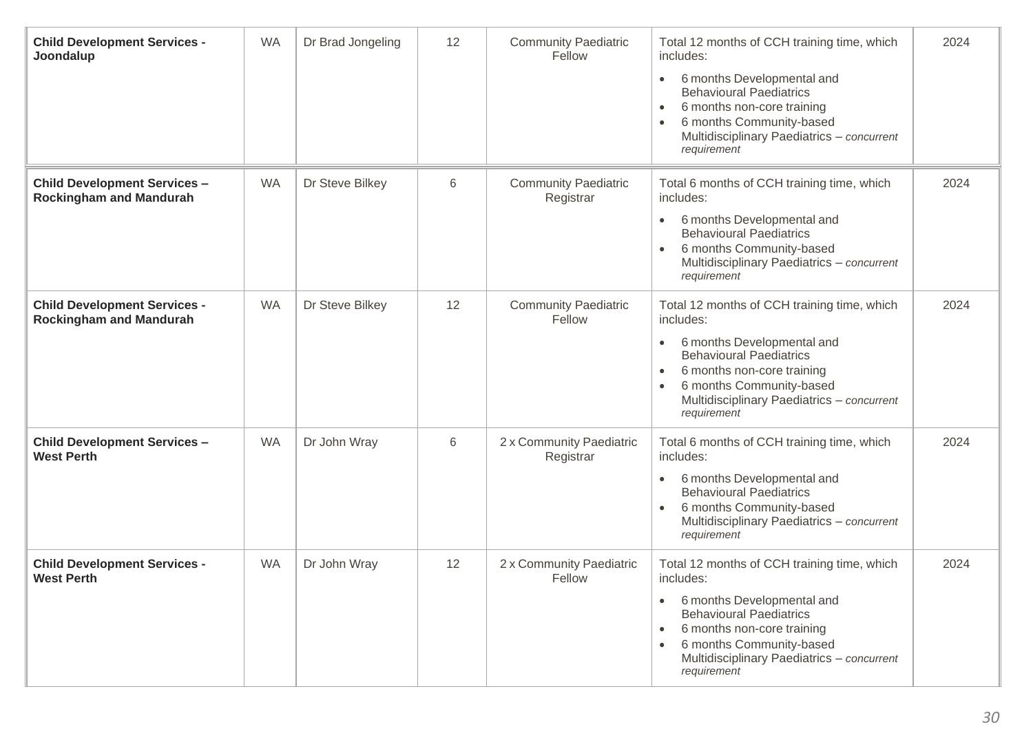| | | | | | | |
|---|---|---|---|---|---|---|
| **Child Development Services - Joondalup** | WA | Dr Brad Jongeling | 12 | Community Paediatric Fellow | Total 12 months of CCH training time, which includes:<br>• 6 months Developmental and Behavioural Paediatrics<br>• 6 months non-core training<br>• 6 months Community-based Multidisciplinary Paediatrics – *concurrent requirement* | 2024 |
| **Child Development Services – Rockingham and Mandurah** | WA | Dr Steve Bilkey | 6 | Community Paediatric Registrar | Total 6 months of CCH training time, which includes:<br>• 6 months Developmental and Behavioural Paediatrics<br>• 6 months Community-based Multidisciplinary Paediatrics – *concurrent requirement* | 2024 |
| **Child Development Services - Rockingham and Mandurah** | WA | Dr Steve Bilkey | 12 | Community Paediatric Fellow | Total 12 months of CCH training time, which includes:<br>• 6 months Developmental and Behavioural Paediatrics<br>• 6 months non-core training<br>• 6 months Community-based Multidisciplinary Paediatrics – *concurrent requirement* | 2024 |
| **Child Development Services – West Perth** | WA | Dr John Wray | 6 | 2 x Community Paediatric Registrar | Total 6 months of CCH training time, which includes:<br>• 6 months Developmental and Behavioural Paediatrics<br>• 6 months Community-based Multidisciplinary Paediatrics – *concurrent requirement* | 2024 |
| **Child Development Services - West Perth** | WA | Dr John Wray | 12 | 2 x Community Paediatric Fellow | Total 12 months of CCH training time, which includes:<br>• 6 months Developmental and Behavioural Paediatrics<br>• 6 months non-core training<br>• 6 months Community-based Multidisciplinary Paediatrics – *concurrent requirement* | 2024 |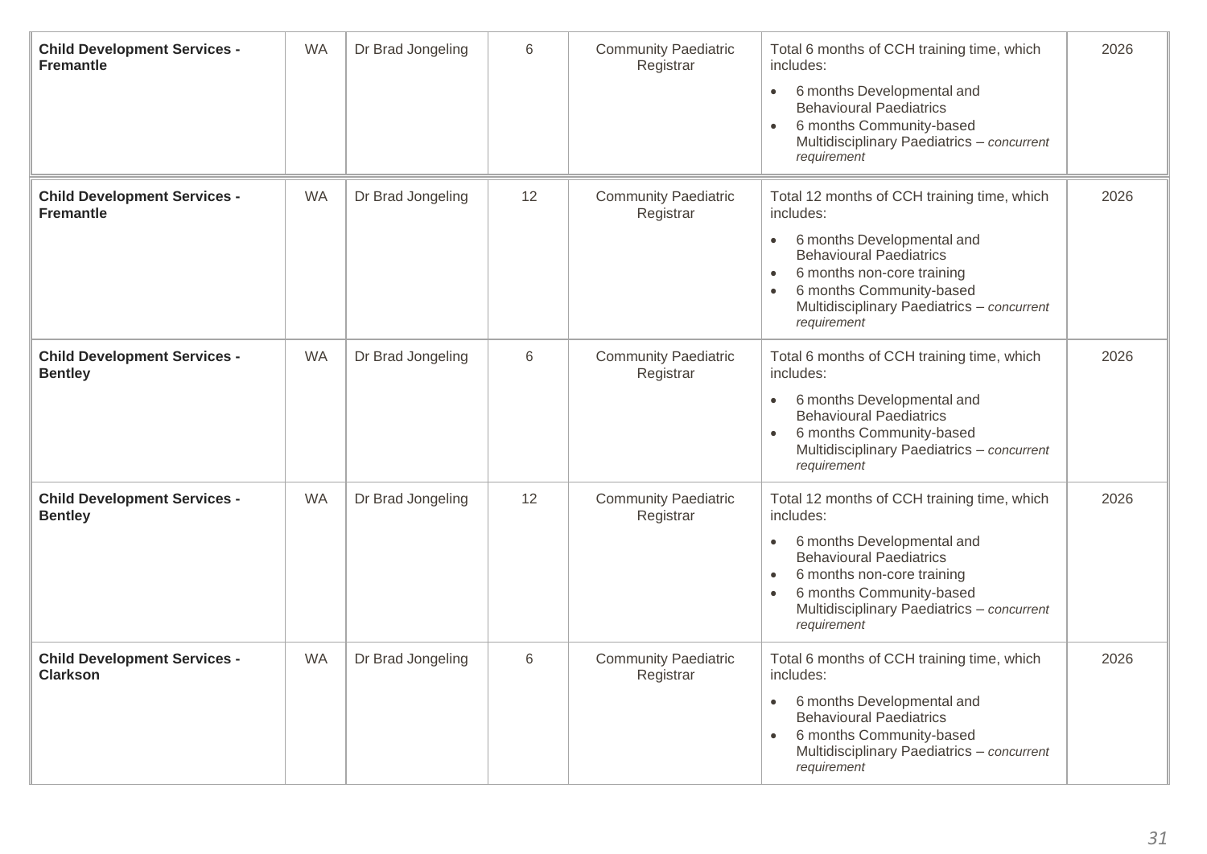| | | | | | | |
|---|---|---|---|---|---|---|
| **Child Development Services - Fremantle** | WA | Dr Brad Jongeling | 6 | Community Paediatric Registrar | Total 6 months of CCH training time, which includes:<br>• 6 months Developmental and Behavioural Paediatrics<br>• 6 months Community-based Multidisciplinary Paediatrics – *concurrent requirement* | 2026 |
| **Child Development Services - Fremantle** | WA | Dr Brad Jongeling | 12 | Community Paediatric Registrar | Total 12 months of CCH training time, which includes:<br>• 6 months Developmental and Behavioural Paediatrics<br>• 6 months non-core training<br>• 6 months Community-based Multidisciplinary Paediatrics – *concurrent requirement* | 2026 |
| **Child Development Services - Bentley** | WA | Dr Brad Jongeling | 6 | Community Paediatric Registrar | Total 6 months of CCH training time, which includes:<br>• 6 months Developmental and Behavioural Paediatrics<br>• 6 months Community-based Multidisciplinary Paediatrics – *concurrent requirement* | 2026 |
| **Child Development Services - Bentley** | WA | Dr Brad Jongeling | 12 | Community Paediatric Registrar | Total 12 months of CCH training time, which includes:<br>• 6 months Developmental and Behavioural Paediatrics<br>• 6 months non-core training<br>• 6 months Community-based Multidisciplinary Paediatrics – *concurrent requirement* | 2026 |
| **Child Development Services - Clarkson** | WA | Dr Brad Jongeling | 6 | Community Paediatric Registrar | Total 6 months of CCH training time, which includes:<br>• 6 months Developmental and Behavioural Paediatrics<br>• 6 months Community-based Multidisciplinary Paediatrics – *concurrent requirement* | 2026 |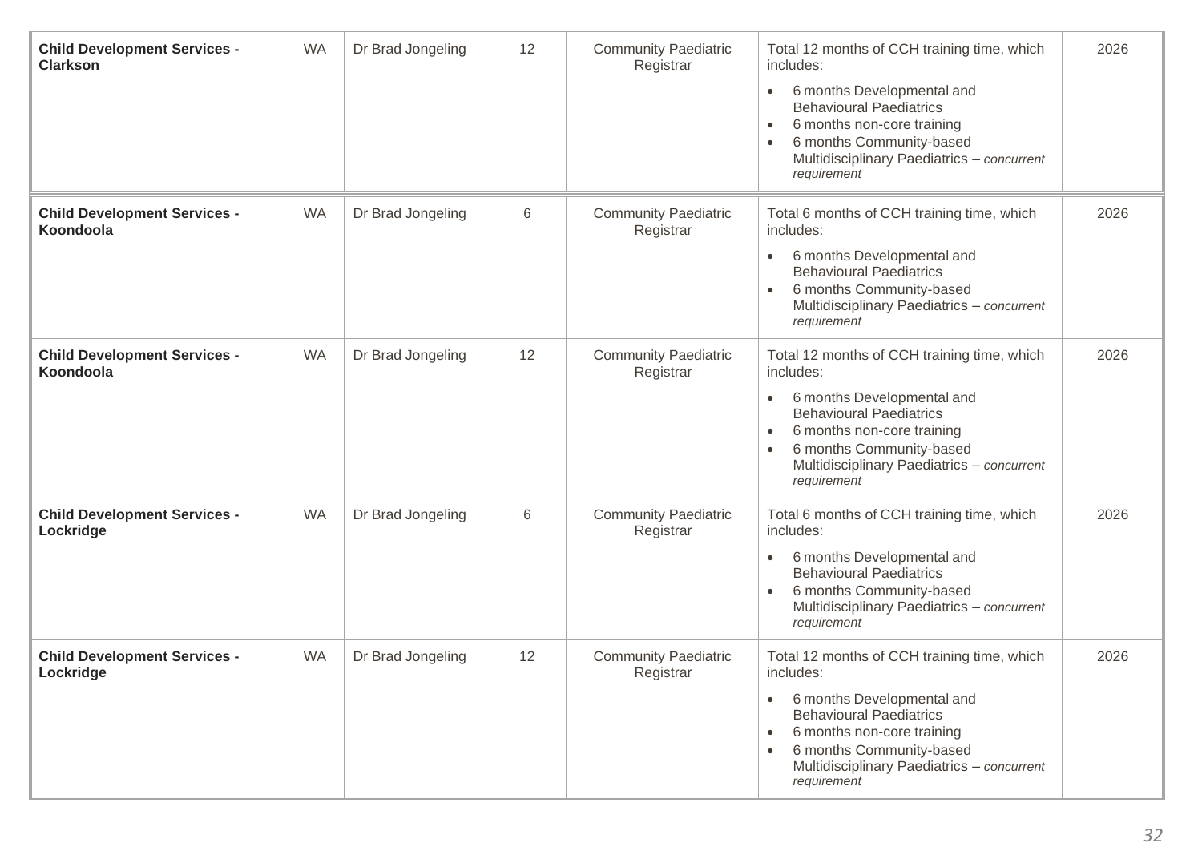| | | | | | | |
|---|---|---|---|---|---|---|
| **Child Development Services - Clarkson** | WA | Dr Brad Jongeling | 12 | Community Paediatric Registrar | Total 12 months of CCH training time, which includes:<br>• 6 months Developmental and Behavioural Paediatrics<br>• 6 months non-core training<br>• 6 months Community-based Multidisciplinary Paediatrics – *concurrent requirement* | 2026 |
| **Child Development Services - Koondoola** | WA | Dr Brad Jongeling | 6 | Community Paediatric Registrar | Total 6 months of CCH training time, which includes:<br>• 6 months Developmental and Behavioural Paediatrics<br>• 6 months Community-based Multidisciplinary Paediatrics – *concurrent requirement* | 2026 |
| **Child Development Services - Koondoola** | WA | Dr Brad Jongeling | 12 | Community Paediatric Registrar | Total 12 months of CCH training time, which includes:<br>• 6 months Developmental and Behavioural Paediatrics<br>• 6 months non-core training<br>• 6 months Community-based Multidisciplinary Paediatrics – *concurrent requirement* | 2026 |
| **Child Development Services - Lockridge** | WA | Dr Brad Jongeling | 6 | Community Paediatric Registrar | Total 6 months of CCH training time, which includes:<br>• 6 months Developmental and Behavioural Paediatrics<br>• 6 months Community-based Multidisciplinary Paediatrics – *concurrent requirement* | 2026 |
| **Child Development Services - Lockridge** | WA | Dr Brad Jongeling | 12 | Community Paediatric Registrar | Total 12 months of CCH training time, which includes:<br>• 6 months Developmental and Behavioural Paediatrics<br>• 6 months non-core training<br>• 6 months Community-based Multidisciplinary Paediatrics – *concurrent requirement* | 2026 |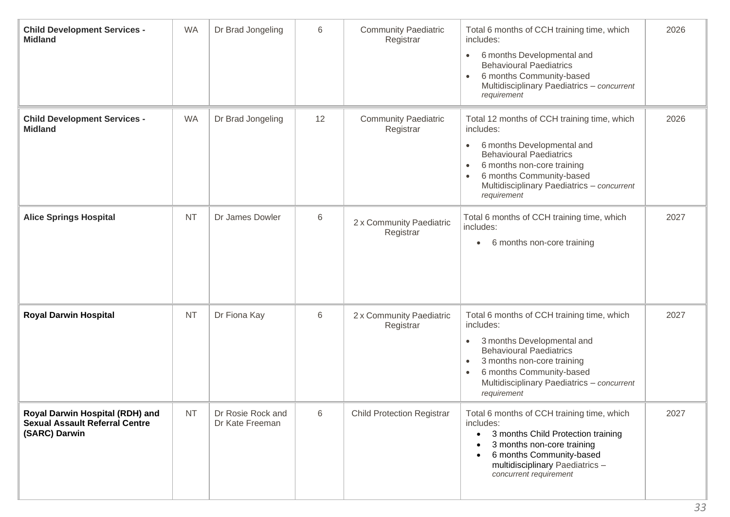| | | | | | | |
|---|---|---|---|---|---|---|
| **Child Development Services - Midland** | WA | Dr Brad Jongeling | 6 | Community Paediatric Registrar | Total 6 months of CCH training time, which includes:<br>• 6 months Developmental and Behavioural Paediatrics<br>• 6 months Community-based Multidisciplinary Paediatrics – *concurrent requirement* | 2026 |
| **Child Development Services - Midland** | WA | Dr Brad Jongeling | 12 | Community Paediatric Registrar | Total 12 months of CCH training time, which includes:<br>• 6 months Developmental and Behavioural Paediatrics<br>• 6 months non-core training<br>• 6 months Community-based Multidisciplinary Paediatrics – *concurrent requirement* | 2026 |
| **Alice Springs Hospital** | NT | Dr James Dowler | 6 | 2 x Community Paediatric Registrar | Total 6 months of CCH training time, which includes:<br>• 6 months non-core training | 2027 |
| **Royal Darwin Hospital** | NT | Dr Fiona Kay | 6 | 2 x Community Paediatric Registrar | Total 6 months of CCH training time, which includes:<br>• 3 months Developmental and Behavioural Paediatrics<br>• 3 months non-core training<br>• 6 months Community-based Multidisciplinary Paediatrics – *concurrent requirement* | 2027 |
| **Royal Darwin Hospital (RDH) and Sexual Assault Referral Centre (SARC) Darwin** | NT | Dr Rosie Rock and Dr Kate Freeman | 6 | Child Protection Registrar | Total 6 months of CCH training time, which includes:<br>• 3 months Child Protection training<br>• 3 months non-core training<br>• 6 months Community-based multidisciplinary Paediatrics – *concurrent requirement* | 2027 |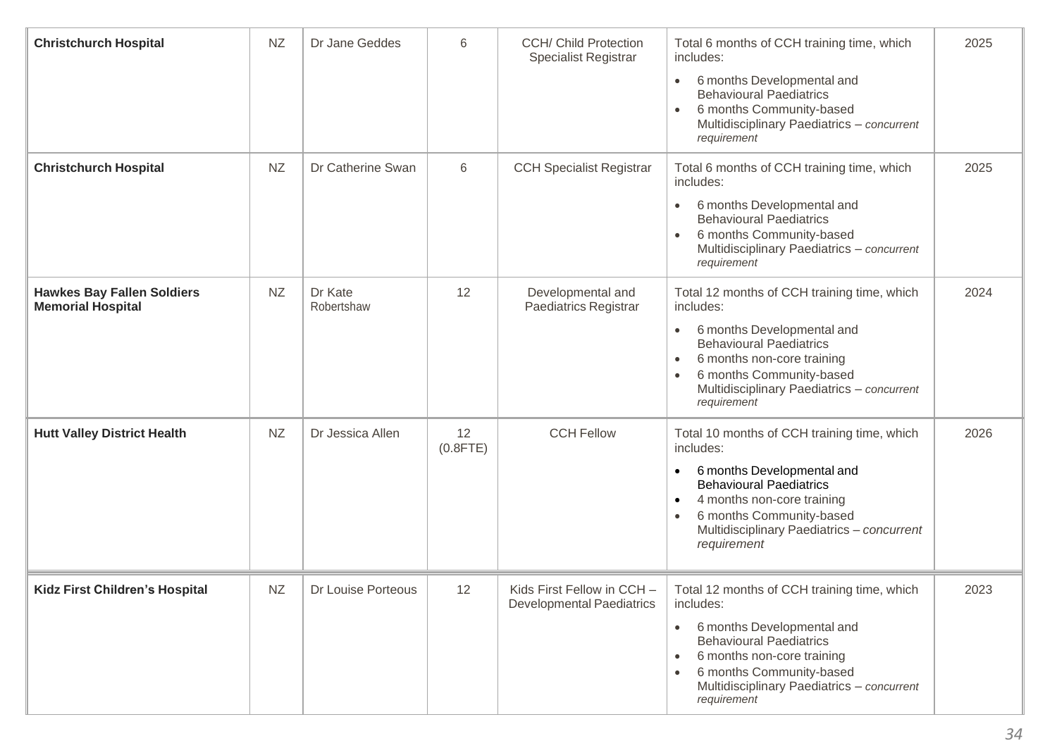| | | | | | | |
|---|---|---|---|---|---|---|
| **Christchurch Hospital** | NZ | Dr Jane Geddes | 6 | CCH/ Child Protection Specialist Registrar | Total 6 months of CCH training time, which includes:<br>• 6 months Developmental and Behavioural Paediatrics<br>• 6 months Community-based Multidisciplinary Paediatrics – *concurrent requirement* | 2025 |
| **Christchurch Hospital** | NZ | Dr Catherine Swan | 6 | CCH Specialist Registrar | Total 6 months of CCH training time, which includes:<br>• 6 months Developmental and Behavioural Paediatrics<br>• 6 months Community-based Multidisciplinary Paediatrics – *concurrent requirement* | 2025 |
| **Hawkes Bay Fallen Soldiers Memorial Hospital** | NZ | Dr Kate Robertshaw | 12 | Developmental and Paediatrics Registrar | Total 12 months of CCH training time, which includes:<br>• 6 months Developmental and Behavioural Paediatrics<br>• 6 months non-core training<br>• 6 months Community-based Multidisciplinary Paediatrics – *concurrent requirement* | 2024 |
| **Hutt Valley District Health** | NZ | Dr Jessica Allen | 12 (0.8FTE) | CCH Fellow | Total 10 months of CCH training time, which includes:<br>• 6 months Developmental and Behavioural Paediatrics<br>• 4 months non-core training<br>• 6 months Community-based Multidisciplinary Paediatrics – *concurrent requirement* | 2026 |
| **Kidz First Children's Hospital** | NZ | Dr Louise Porteous | 12 | Kids First Fellow in CCH – Developmental Paediatrics | Total 12 months of CCH training time, which includes:<br>• 6 months Developmental and Behavioural Paediatrics<br>• 6 months non-core training<br>• 6 months Community-based Multidisciplinary Paediatrics – *concurrent requirement* | 2023 |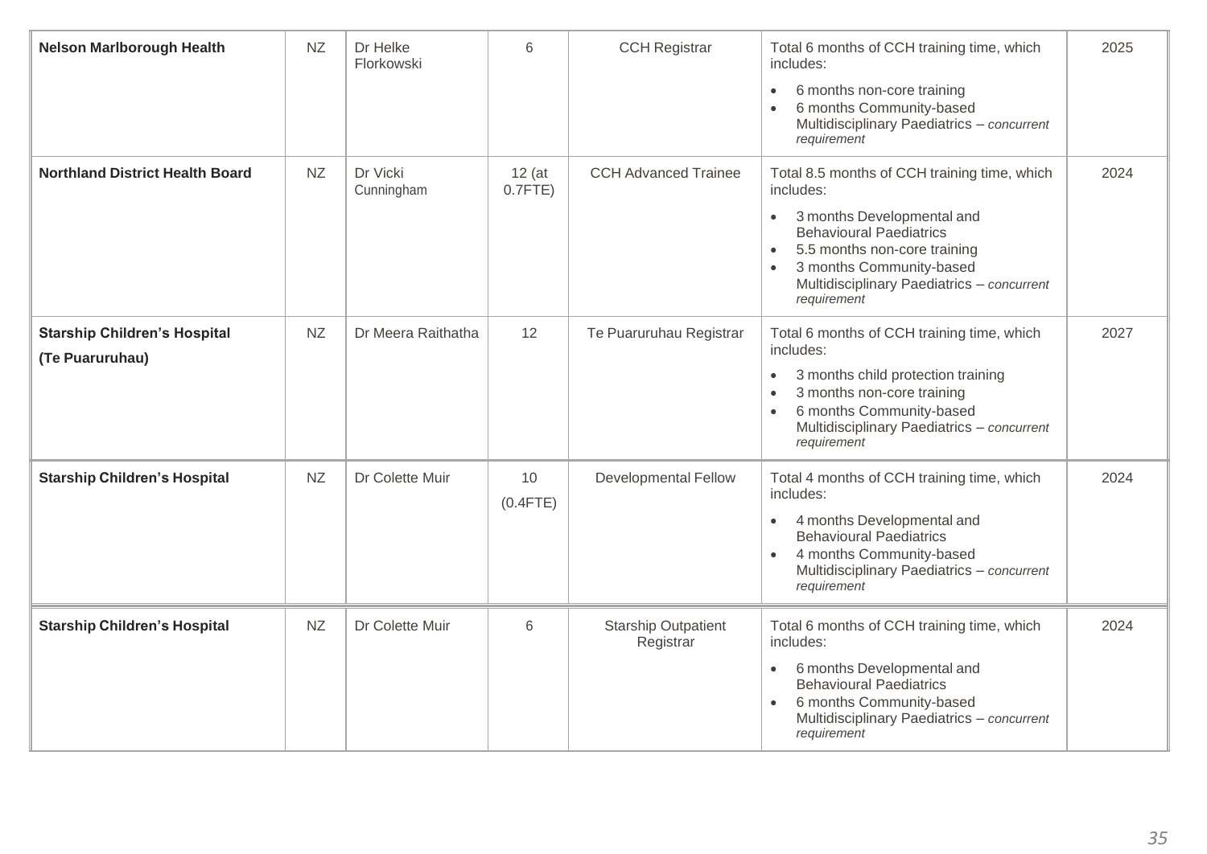| | | | | | | |
|---|---|---|---|---|---|---|
| **Nelson Marlborough Health** | NZ | Dr Helke Florkowski | 6 | CCH Registrar | Total 6 months of CCH training time, which includes:<br>• 6 months non-core training<br>• 6 months Community-based Multidisciplinary Paediatrics – *concurrent requirement* | 2025 |
| **Northland District Health Board** | NZ | Dr Vicki Cunningham | 12 (at 0.7FTE) | CCH Advanced Trainee | Total 8.5 months of CCH training time, which includes:<br>• 3 months Developmental and Behavioural Paediatrics<br>• 5.5 months non-core training<br>• 3 months Community-based Multidisciplinary Paediatrics – *concurrent requirement* | 2024 |
| **Starship Children's Hospital (Te Puaruruhau)** | NZ | Dr Meera Raithatha | 12 | Te Puaruruhau Registrar | Total 6 months of CCH training time, which includes:<br>• 3 months child protection training<br>• 3 months non-core training<br>• 6 months Community-based Multidisciplinary Paediatrics – *concurrent requirement* | 2027 |
| **Starship Children's Hospital** | NZ | Dr Colette Muir | 10 (0.4FTE) | Developmental Fellow | Total 4 months of CCH training time, which includes:<br>• 4 months Developmental and Behavioural Paediatrics<br>• 4 months Community-based Multidisciplinary Paediatrics – *concurrent requirement* | 2024 |
| **Starship Children's Hospital** | NZ | Dr Colette Muir | 6 | Starship Outpatient Registrar | Total 6 months of CCH training time, which includes:<br>• 6 months Developmental and Behavioural Paediatrics<br>• 6 months Community-based Multidisciplinary Paediatrics – *concurrent requirement* | 2024 |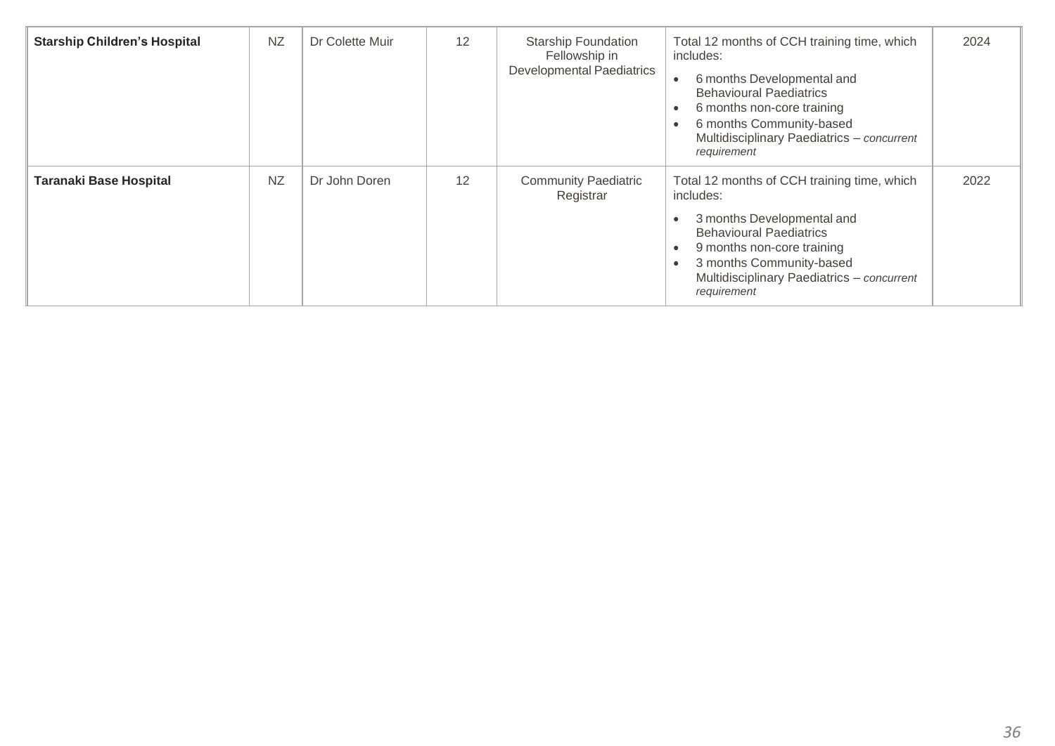| | | | | | | |
|---|---|---|---|---|---|---|
| **Starship Children's Hospital** | NZ | Dr Colette Muir | 12 | Starship Foundation Fellowship in Developmental Paediatrics | Total 12 months of CCH training time, which includes:<br>• 6 months Developmental and Behavioural Paediatrics<br>• 6 months non-core training<br>• 6 months Community-based Multidisciplinary Paediatrics – *concurrent requirement* | 2024 |
| **Taranaki Base Hospital** | NZ | Dr John Doren | 12 | Community Paediatric Registrar | Total 12 months of CCH training time, which includes:<br>• 3 months Developmental and Behavioural Paediatrics<br>• 9 months non-core training<br>• 3 months Community-based Multidisciplinary Paediatrics – *concurrent requirement* | 2022 |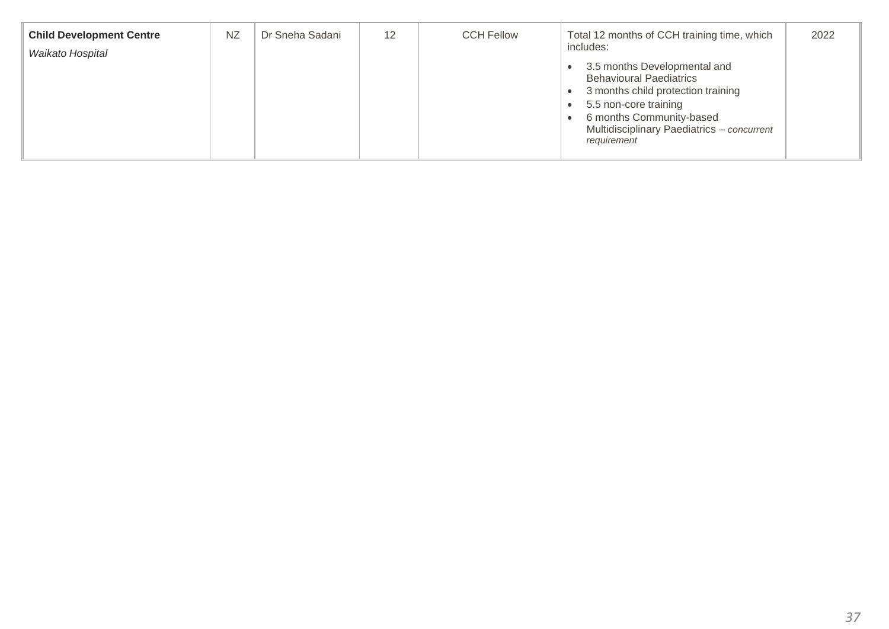| | | | | | | |
|---|---|---|---|---|---|---|
| **Child Development Centre**<br>*Waikato Hospital* | NZ | Dr Sneha Sadani | 12 | CCH Fellow | Total 12 months of CCH training time, which includes:<br>• 3.5 months Developmental and Behavioural Paediatrics<br>• 3 months child protection training<br>• 5.5 non-core training<br>• 6 months Community-based Multidisciplinary Paediatrics – *concurrent requirement* | 2022 |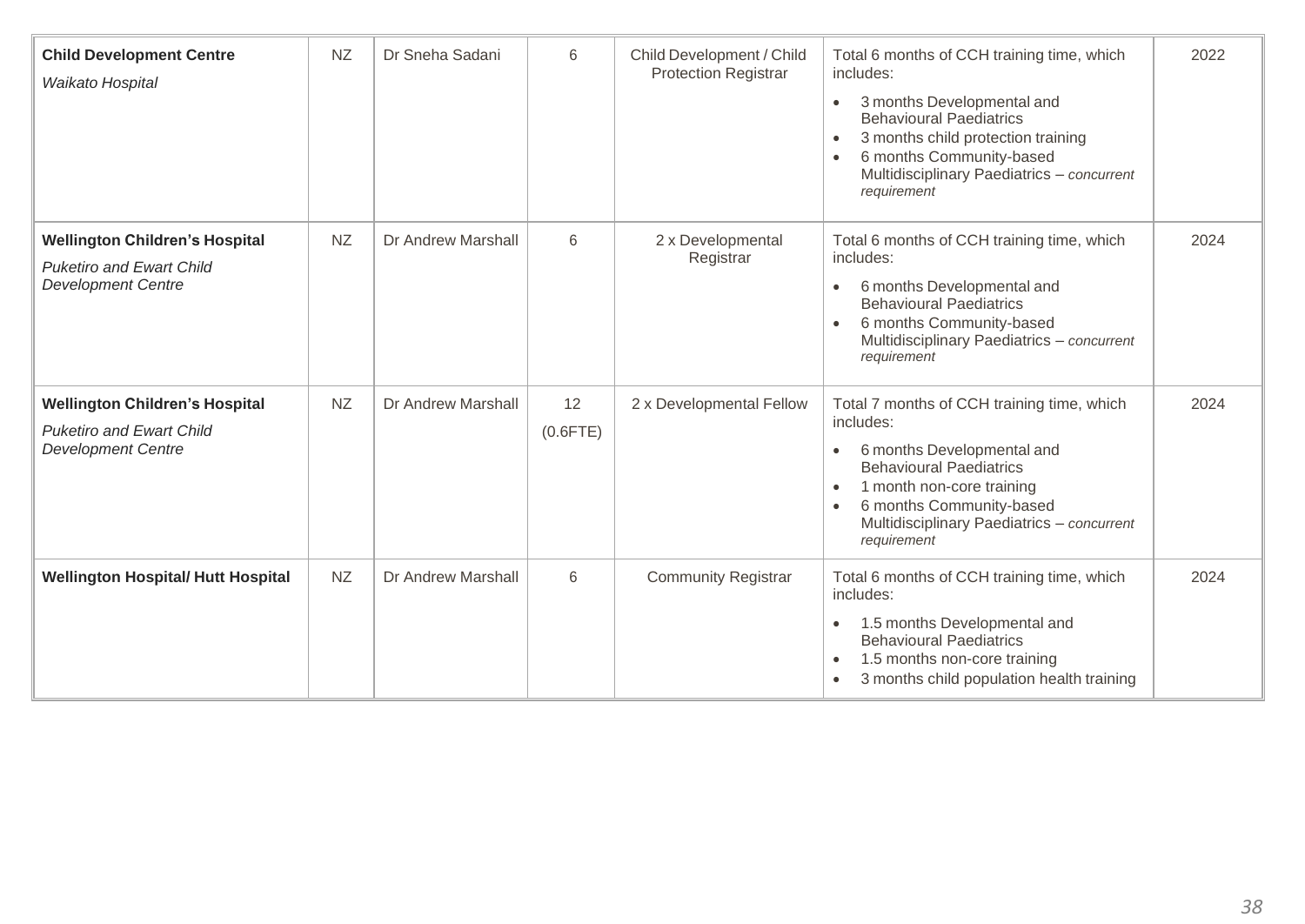| | | | | | | |
|---|---|---|---|---|---|---|
| **Child Development Centre**<br>*Waikato Hospital* | NZ | Dr Sneha Sadani | 6 | Child Development / Child Protection Registrar | Total 6 months of CCH training time, which includes:<br>• 3 months Developmental and Behavioural Paediatrics<br>• 3 months child protection training<br>• 6 months Community-based Multidisciplinary Paediatrics – *concurrent requirement* | 2022 |
| **Wellington Children's Hospital**<br>*Puketiro and Ewart Child Development Centre* | NZ | Dr Andrew Marshall | 6 | 2 x Developmental Registrar | Total 6 months of CCH training time, which includes:<br>• 6 months Developmental and Behavioural Paediatrics<br>• 6 months Community-based Multidisciplinary Paediatrics – *concurrent requirement* | 2024 |
| **Wellington Children's Hospital**<br>*Puketiro and Ewart Child Development Centre* | NZ | Dr Andrew Marshall | 12<br>(0.6FTE) | 2 x Developmental Fellow | Total 7 months of CCH training time, which includes:<br>• 6 months Developmental and Behavioural Paediatrics<br>• 1 month non-core training<br>• 6 months Community-based Multidisciplinary Paediatrics – *concurrent requirement* | 2024 |
| **Wellington Hospital/ Hutt Hospital** | NZ | Dr Andrew Marshall | 6 | Community Registrar | Total 6 months of CCH training time, which includes:<br>• 1.5 months Developmental and Behavioural Paediatrics<br>• 1.5 months non-core training<br>• 3 months child population health training | 2024 |